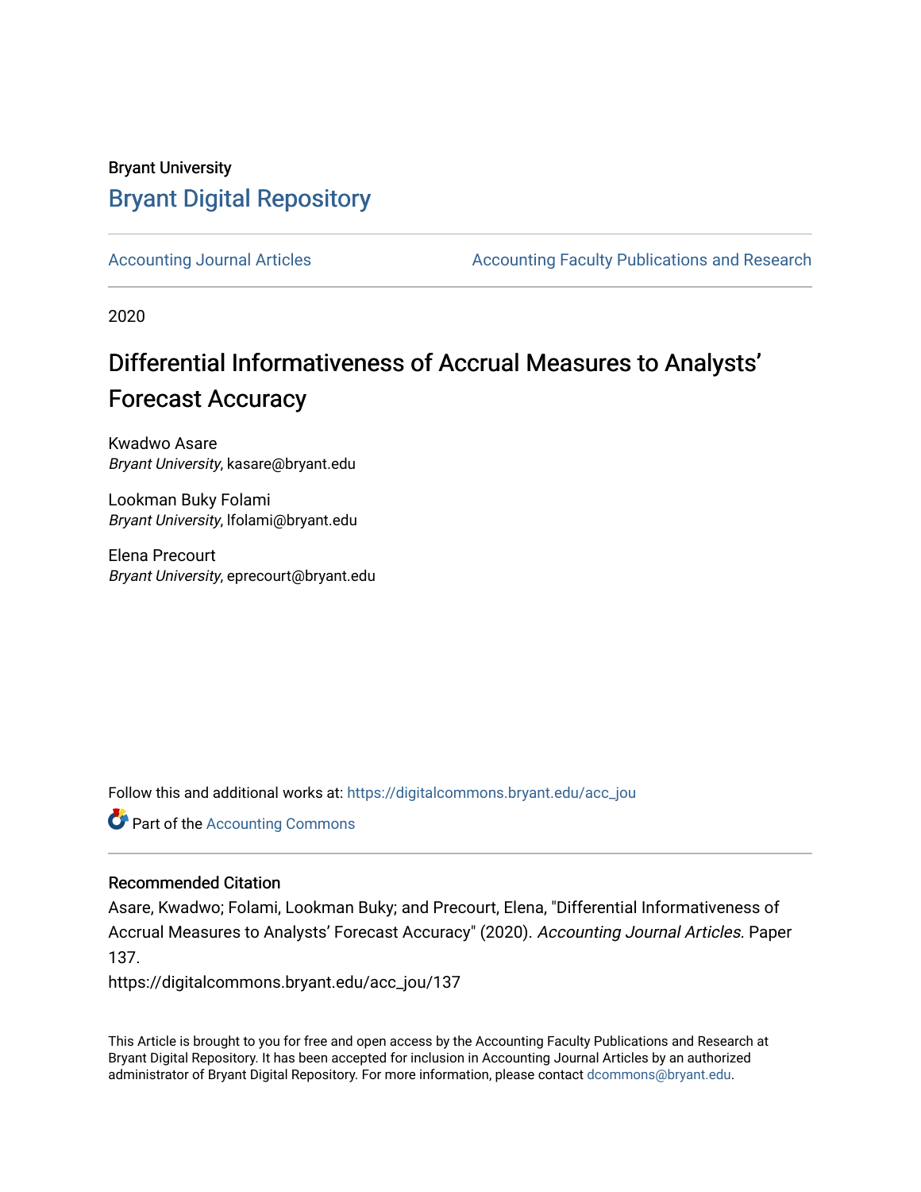Bryant University

# Bryant Digital Repository

Accounting Journal Articles | Accounting Faculty Publications and Research

2020

## Differential Informativeness of Accrual Measures to Analysts' Forecast Accuracy

Kwadwo Asare
*Bryant University*, kasare@bryant.edu

Lookman Buky Folami
*Bryant University*, lfolami@bryant.edu

Elena Precourt
*Bryant University*, eprecourt@bryant.edu

Follow this and additional works at: https://digitalcommons.bryant.edu/acc_jou

Part of the Accounting Commons

### Recommended Citation

Asare, Kwadwo; Folami, Lookman Buky; and Precourt, Elena, "Differential Informativeness of Accrual Measures to Analysts' Forecast Accuracy" (2020). *Accounting Journal Articles.* Paper 137.
https://digitalcommons.bryant.edu/acc_jou/137

This Article is brought to you for free and open access by the Accounting Faculty Publications and Research at Bryant Digital Repository. It has been accepted for inclusion in Accounting Journal Articles by an authorized administrator of Bryant Digital Repository. For more information, please contact dcommons@bryant.edu.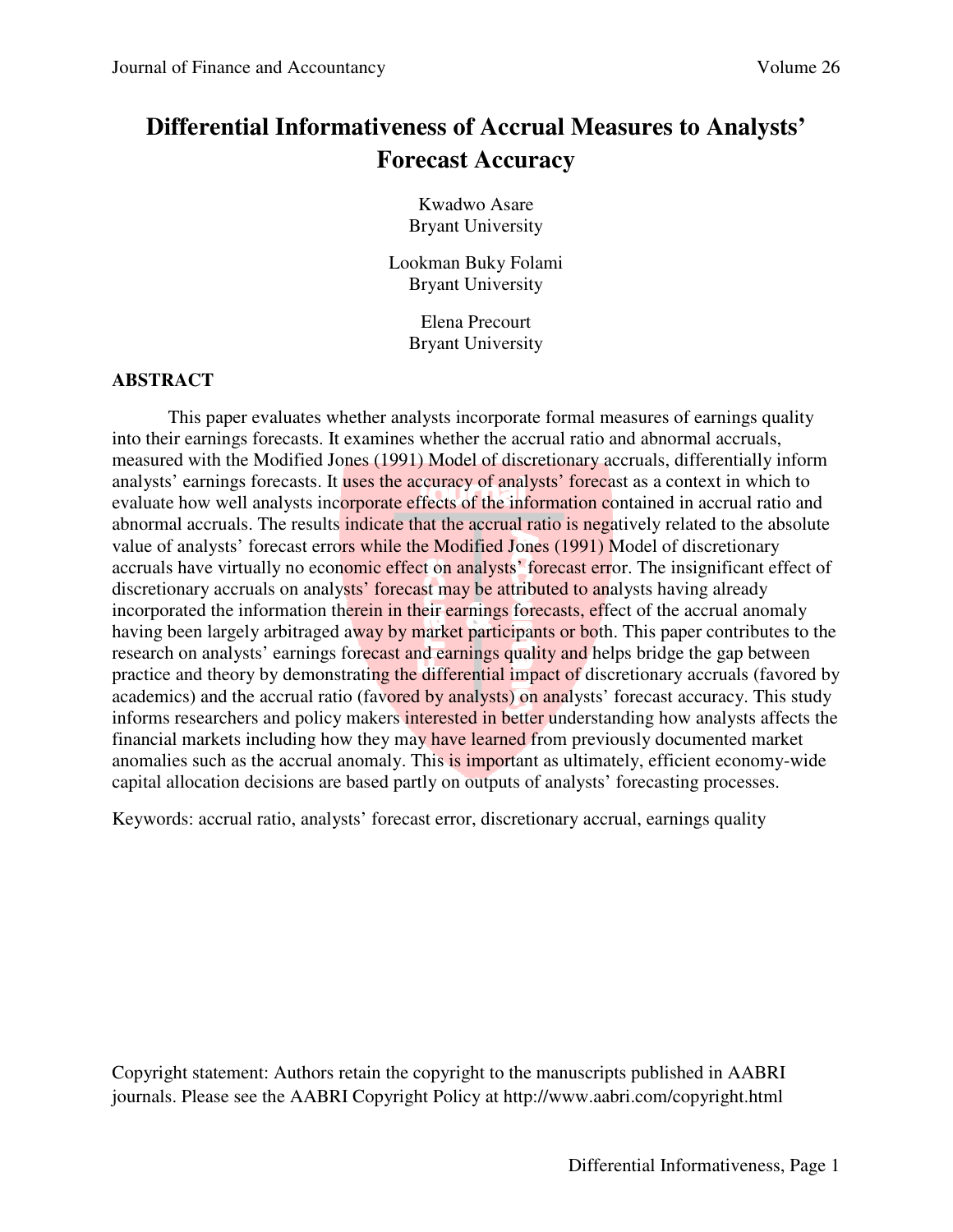# Differential Informativeness of Accrual Measures to Analysts' Forecast Accuracy

Kwadwo Asare
Bryant University

Lookman Buky Folami
Bryant University

Elena Precourt
Bryant University

## ABSTRACT

This paper evaluates whether analysts incorporate formal measures of earnings quality into their earnings forecasts. It examines whether the accrual ratio and abnormal accruals, measured with the Modified Jones (1991) Model of discretionary accruals, differentially inform analysts' earnings forecasts. It uses the accuracy of analysts' forecast as a context in which to evaluate how well analysts incorporate effects of the information contained in accrual ratio and abnormal accruals. The results indicate that the accrual ratio is negatively related to the absolute value of analysts' forecast errors while the Modified Jones (1991) Model of discretionary accruals have virtually no economic effect on analysts' forecast error. The insignificant effect of discretionary accruals on analysts' forecast may be attributed to analysts having already incorporated the information therein in their earnings forecasts, effect of the accrual anomaly having been largely arbitraged away by market participants or both. This paper contributes to the research on analysts' earnings forecast and earnings quality and helps bridge the gap between practice and theory by demonstrating the differential impact of discretionary accruals (favored by academics) and the accrual ratio (favored by analysts) on analysts' forecast accuracy. This study informs researchers and policy makers interested in better understanding how analysts affects the financial markets including how they may have learned from previously documented market anomalies such as the accrual anomaly. This is important as ultimately, efficient economy-wide capital allocation decisions are based partly on outputs of analysts' forecasting processes.

Keywords: accrual ratio, analysts' forecast error, discretionary accrual, earnings quality

Copyright statement: Authors retain the copyright to the manuscripts published in AABRI journals. Please see the AABRI Copyright Policy at http://www.aabri.com/copyright.html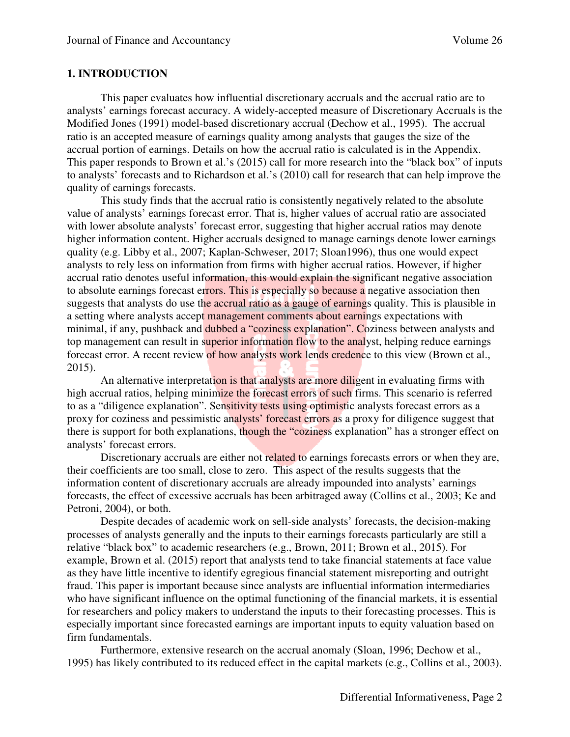## 1. INTRODUCTION

This paper evaluates how influential discretionary accruals and the accrual ratio are to analysts' earnings forecast accuracy. A widely-accepted measure of Discretionary Accruals is the Modified Jones (1991) model-based discretionary accrual (Dechow et al., 1995). The accrual ratio is an accepted measure of earnings quality among analysts that gauges the size of the accrual portion of earnings. Details on how the accrual ratio is calculated is in the Appendix. This paper responds to Brown et al.'s (2015) call for more research into the "black box" of inputs to analysts' forecasts and to Richardson et al.'s (2010) call for research that can help improve the quality of earnings forecasts.

This study finds that the accrual ratio is consistently negatively related to the absolute value of analysts' earnings forecast error. That is, higher values of accrual ratio are associated with lower absolute analysts' forecast error, suggesting that higher accrual ratios may denote higher information content. Higher accruals designed to manage earnings denote lower earnings quality (e.g. Libby et al., 2007; Kaplan-Schweser, 2017; Sloan1996), thus one would expect analysts to rely less on information from firms with higher accrual ratios. However, if higher accrual ratio denotes useful information, this would explain the significant negative association to absolute earnings forecast errors. This is especially so because a negative association then suggests that analysts do use the accrual ratio as a gauge of earnings quality. This is plausible in a setting where analysts accept management comments about earnings expectations with minimal, if any, pushback and dubbed a "coziness explanation". Coziness between analysts and top management can result in superior information flow to the analyst, helping reduce earnings forecast error. A recent review of how analysts work lends credence to this view (Brown et al., 2015).

An alternative interpretation is that analysts are more diligent in evaluating firms with high accrual ratios, helping minimize the forecast errors of such firms. This scenario is referred to as a "diligence explanation". Sensitivity tests using optimistic analysts forecast errors as a proxy for coziness and pessimistic analysts' forecast errors as a proxy for diligence suggest that there is support for both explanations, though the "coziness explanation" has a stronger effect on analysts' forecast errors.

Discretionary accruals are either not related to earnings forecasts errors or when they are, their coefficients are too small, close to zero. This aspect of the results suggests that the information content of discretionary accruals are already impounded into analysts' earnings forecasts, the effect of excessive accruals has been arbitraged away (Collins et al., 2003; Ke and Petroni, 2004), or both.

Despite decades of academic work on sell-side analysts' forecasts, the decision-making processes of analysts generally and the inputs to their earnings forecasts particularly are still a relative "black box" to academic researchers (e.g., Brown, 2011; Brown et al., 2015). For example, Brown et al. (2015) report that analysts tend to take financial statements at face value as they have little incentive to identify egregious financial statement misreporting and outright fraud. This paper is important because since analysts are influential information intermediaries who have significant influence on the optimal functioning of the financial markets, it is essential for researchers and policy makers to understand the inputs to their forecasting processes. This is especially important since forecasted earnings are important inputs to equity valuation based on firm fundamentals.

Furthermore, extensive research on the accrual anomaly (Sloan, 1996; Dechow et al., 1995) has likely contributed to its reduced effect in the capital markets (e.g., Collins et al., 2003).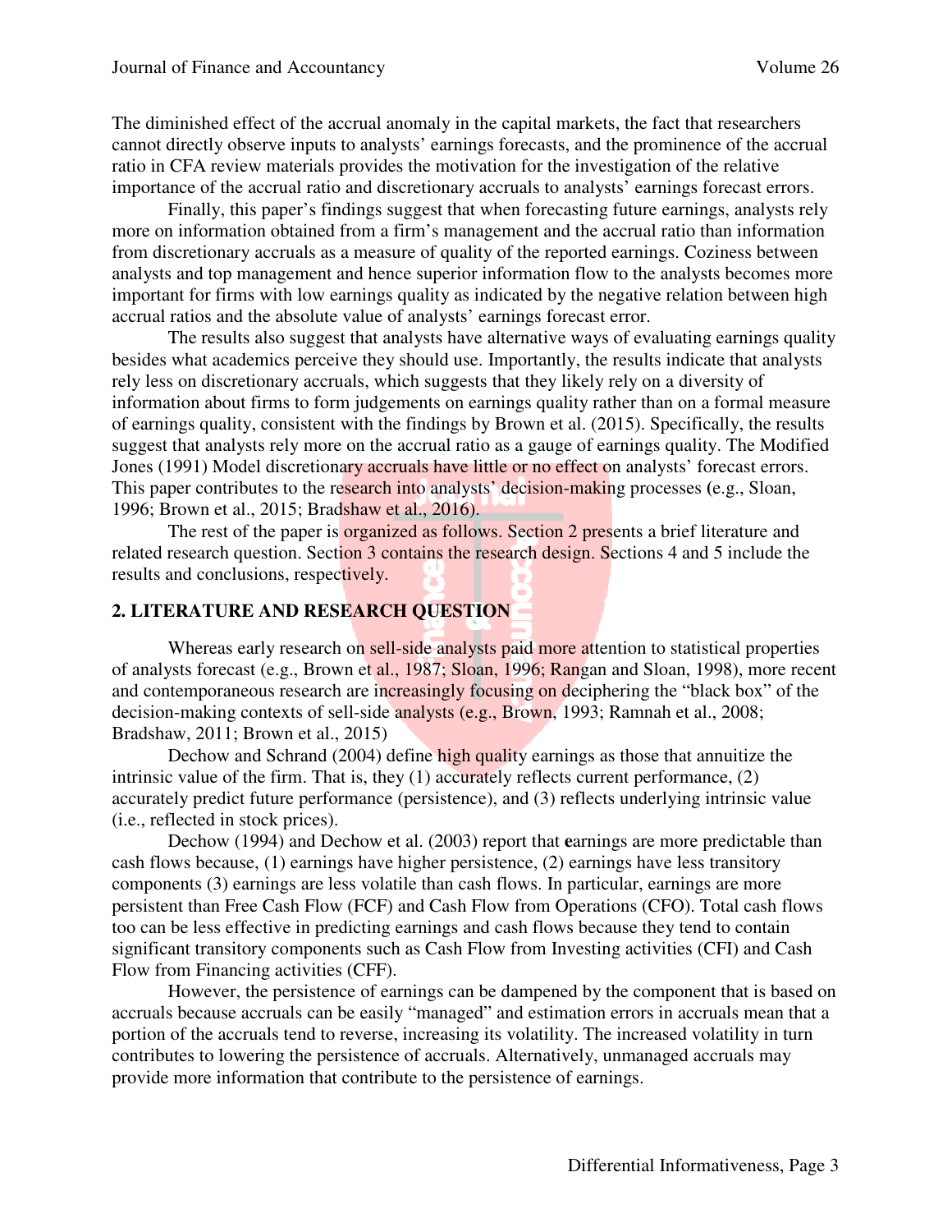The diminished effect of the accrual anomaly in the capital markets, the fact that researchers cannot directly observe inputs to analysts' earnings forecasts, and the prominence of the accrual ratio in CFA review materials provides the motivation for the investigation of the relative importance of the accrual ratio and discretionary accruals to analysts' earnings forecast errors.

Finally, this paper's findings suggest that when forecasting future earnings, analysts rely more on information obtained from a firm's management and the accrual ratio than information from discretionary accruals as a measure of quality of the reported earnings. Coziness between analysts and top management and hence superior information flow to the analysts becomes more important for firms with low earnings quality as indicated by the negative relation between high accrual ratios and the absolute value of analysts' earnings forecast error.

The results also suggest that analysts have alternative ways of evaluating earnings quality besides what academics perceive they should use. Importantly, the results indicate that analysts rely less on discretionary accruals, which suggests that they likely rely on a diversity of information about firms to form judgements on earnings quality rather than on a formal measure of earnings quality, consistent with the findings by Brown et al. (2015). Specifically, the results suggest that analysts rely more on the accrual ratio as a gauge of earnings quality. The Modified Jones (1991) Model discretionary accruals have little or no effect on analysts' forecast errors. This paper contributes to the research into analysts' decision-making processes (e.g., Sloan, 1996; Brown et al., 2015; Bradshaw et al., 2016).

The rest of the paper is organized as follows. Section 2 presents a brief literature and related research question. Section 3 contains the research design. Sections 4 and 5 include the results and conclusions, respectively.

## 2. LITERATURE AND RESEARCH QUESTION

Whereas early research on sell-side analysts paid more attention to statistical properties of analysts forecast (e.g., Brown et al., 1987; Sloan, 1996; Rangan and Sloan, 1998), more recent and contemporaneous research are increasingly focusing on deciphering the "black box" of the decision-making contexts of sell-side analysts (e.g., Brown, 1993; Ramnah et al., 2008; Bradshaw, 2011; Brown et al., 2015)

Dechow and Schrand (2004) define high quality earnings as those that annuitize the intrinsic value of the firm. That is, they (1) accurately reflects current performance, (2) accurately predict future performance (persistence), and (3) reflects underlying intrinsic value (i.e., reflected in stock prices).

Dechow (1994) and Dechow et al. (2003) report that **e**arnings are more predictable than cash flows because, (1) earnings have higher persistence, (2) earnings have less transitory components (3) earnings are less volatile than cash flows. In particular, earnings are more persistent than Free Cash Flow (FCF) and Cash Flow from Operations (CFO). Total cash flows too can be less effective in predicting earnings and cash flows because they tend to contain significant transitory components such as Cash Flow from Investing activities (CFI) and Cash Flow from Financing activities (CFF).

However, the persistence of earnings can be dampened by the component that is based on accruals because accruals can be easily "managed" and estimation errors in accruals mean that a portion of the accruals tend to reverse, increasing its volatility. The increased volatility in turn contributes to lowering the persistence of accruals. Alternatively, unmanaged accruals may provide more information that contribute to the persistence of earnings.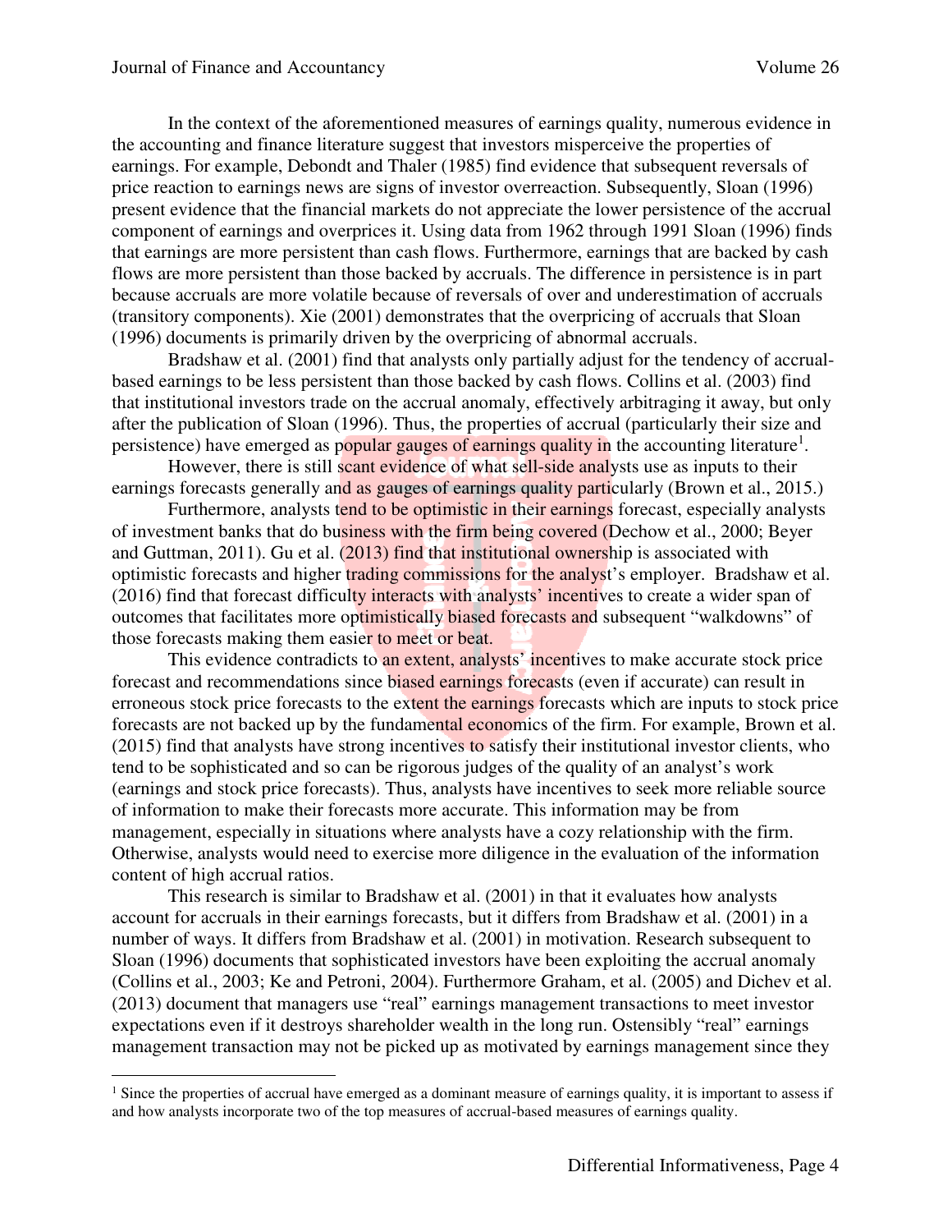In the context of the aforementioned measures of earnings quality, numerous evidence in the accounting and finance literature suggest that investors misperceive the properties of earnings. For example, Debondt and Thaler (1985) find evidence that subsequent reversals of price reaction to earnings news are signs of investor overreaction. Subsequently, Sloan (1996) present evidence that the financial markets do not appreciate the lower persistence of the accrual component of earnings and overprices it. Using data from 1962 through 1991 Sloan (1996) finds that earnings are more persistent than cash flows. Furthermore, earnings that are backed by cash flows are more persistent than those backed by accruals. The difference in persistence is in part because accruals are more volatile because of reversals of over and underestimation of accruals (transitory components). Xie (2001) demonstrates that the overpricing of accruals that Sloan (1996) documents is primarily driven by the overpricing of abnormal accruals.

Bradshaw et al. (2001) find that analysts only partially adjust for the tendency of accrual-based earnings to be less persistent than those backed by cash flows. Collins et al. (2003) find that institutional investors trade on the accrual anomaly, effectively arbitraging it away, but only after the publication of Sloan (1996). Thus, the properties of accrual (particularly their size and persistence) have emerged as popular gauges of earnings quality in the accounting literature[1].

However, there is still scant evidence of what sell-side analysts use as inputs to their earnings forecasts generally and as gauges of earnings quality particularly (Brown et al., 2015.)

Furthermore, analysts tend to be optimistic in their earnings forecast, especially analysts of investment banks that do business with the firm being covered (Dechow et al., 2000; Beyer and Guttman, 2011). Gu et al. (2013) find that institutional ownership is associated with optimistic forecasts and higher trading commissions for the analyst's employer. Bradshaw et al. (2016) find that forecast difficulty interacts with analysts' incentives to create a wider span of outcomes that facilitates more optimistically biased forecasts and subsequent "walkdowns" of those forecasts making them easier to meet or beat.

This evidence contradicts to an extent, analysts' incentives to make accurate stock price forecast and recommendations since biased earnings forecasts (even if accurate) can result in erroneous stock price forecasts to the extent the earnings forecasts which are inputs to stock price forecasts are not backed up by the fundamental economics of the firm. For example, Brown et al. (2015) find that analysts have strong incentives to satisfy their institutional investor clients, who tend to be sophisticated and so can be rigorous judges of the quality of an analyst's work (earnings and stock price forecasts). Thus, analysts have incentives to seek more reliable source of information to make their forecasts more accurate. This information may be from management, especially in situations where analysts have a cozy relationship with the firm. Otherwise, analysts would need to exercise more diligence in the evaluation of the information content of high accrual ratios.

This research is similar to Bradshaw et al. (2001) in that it evaluates how analysts account for accruals in their earnings forecasts, but it differs from Bradshaw et al. (2001) in a number of ways. It differs from Bradshaw et al. (2001) in motivation. Research subsequent to Sloan (1996) documents that sophisticated investors have been exploiting the accrual anomaly (Collins et al., 2003; Ke and Petroni, 2004). Furthermore Graham, et al. (2005) and Dichev et al. (2013) document that managers use "real" earnings management transactions to meet investor expectations even if it destroys shareholder wealth in the long run. Ostensibly "real" earnings management transaction may not be picked up as motivated by earnings management since they

[1] Since the properties of accrual have emerged as a dominant measure of earnings quality, it is important to assess if and how analysts incorporate two of the top measures of accrual-based measures of earnings quality.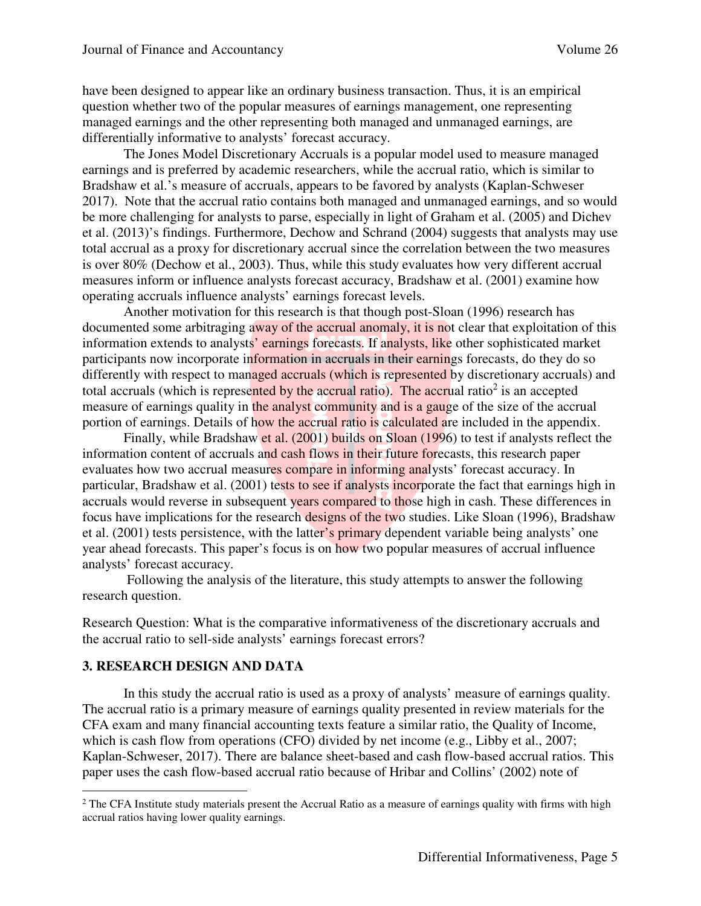have been designed to appear like an ordinary business transaction. Thus, it is an empirical question whether two of the popular measures of earnings management, one representing managed earnings and the other representing both managed and unmanaged earnings, are differentially informative to analysts' forecast accuracy.

The Jones Model Discretionary Accruals is a popular model used to measure managed earnings and is preferred by academic researchers, while the accrual ratio, which is similar to Bradshaw et al.'s measure of accruals, appears to be favored by analysts (Kaplan-Schweser 2017). Note that the accrual ratio contains both managed and unmanaged earnings, and so would be more challenging for analysts to parse, especially in light of Graham et al. (2005) and Dichev et al. (2013)'s findings. Furthermore, Dechow and Schrand (2004) suggests that analysts may use total accrual as a proxy for discretionary accrual since the correlation between the two measures is over 80% (Dechow et al., 2003). Thus, while this study evaluates how very different accrual measures inform or influence analysts forecast accuracy, Bradshaw et al. (2001) examine how operating accruals influence analysts' earnings forecast levels.

Another motivation for this research is that though post-Sloan (1996) research has documented some arbitraging away of the accrual anomaly, it is not clear that exploitation of this information extends to analysts' earnings forecasts. If analysts, like other sophisticated market participants now incorporate information in accruals in their earnings forecasts, do they do so differently with respect to managed accruals (which is represented by discretionary accruals) and total accruals (which is represented by the accrual ratio). The accrual ratio[2] is an accepted measure of earnings quality in the analyst community and is a gauge of the size of the accrual portion of earnings. Details of how the accrual ratio is calculated are included in the appendix.

Finally, while Bradshaw et al. (2001) builds on Sloan (1996) to test if analysts reflect the information content of accruals and cash flows in their future forecasts, this research paper evaluates how two accrual measures compare in informing analysts' forecast accuracy. In particular, Bradshaw et al. (2001) tests to see if analysts incorporate the fact that earnings high in accruals would reverse in subsequent years compared to those high in cash. These differences in focus have implications for the research designs of the two studies. Like Sloan (1996), Bradshaw et al. (2001) tests persistence, with the latter's primary dependent variable being analysts' one year ahead forecasts. This paper's focus is on how two popular measures of accrual influence analysts' forecast accuracy.

Following the analysis of the literature, this study attempts to answer the following research question.

Research Question: What is the comparative informativeness of the discretionary accruals and the accrual ratio to sell-side analysts' earnings forecast errors?

## 3. RESEARCH DESIGN AND DATA

In this study the accrual ratio is used as a proxy of analysts' measure of earnings quality. The accrual ratio is a primary measure of earnings quality presented in review materials for the CFA exam and many financial accounting texts feature a similar ratio, the Quality of Income, which is cash flow from operations (CFO) divided by net income (e.g., Libby et al., 2007; Kaplan-Schweser, 2017). There are balance sheet-based and cash flow-based accrual ratios. This paper uses the cash flow-based accrual ratio because of Hribar and Collins' (2002) note of

---

[2] The CFA Institute study materials present the Accrual Ratio as a measure of earnings quality with firms with high accrual ratios having lower quality earnings.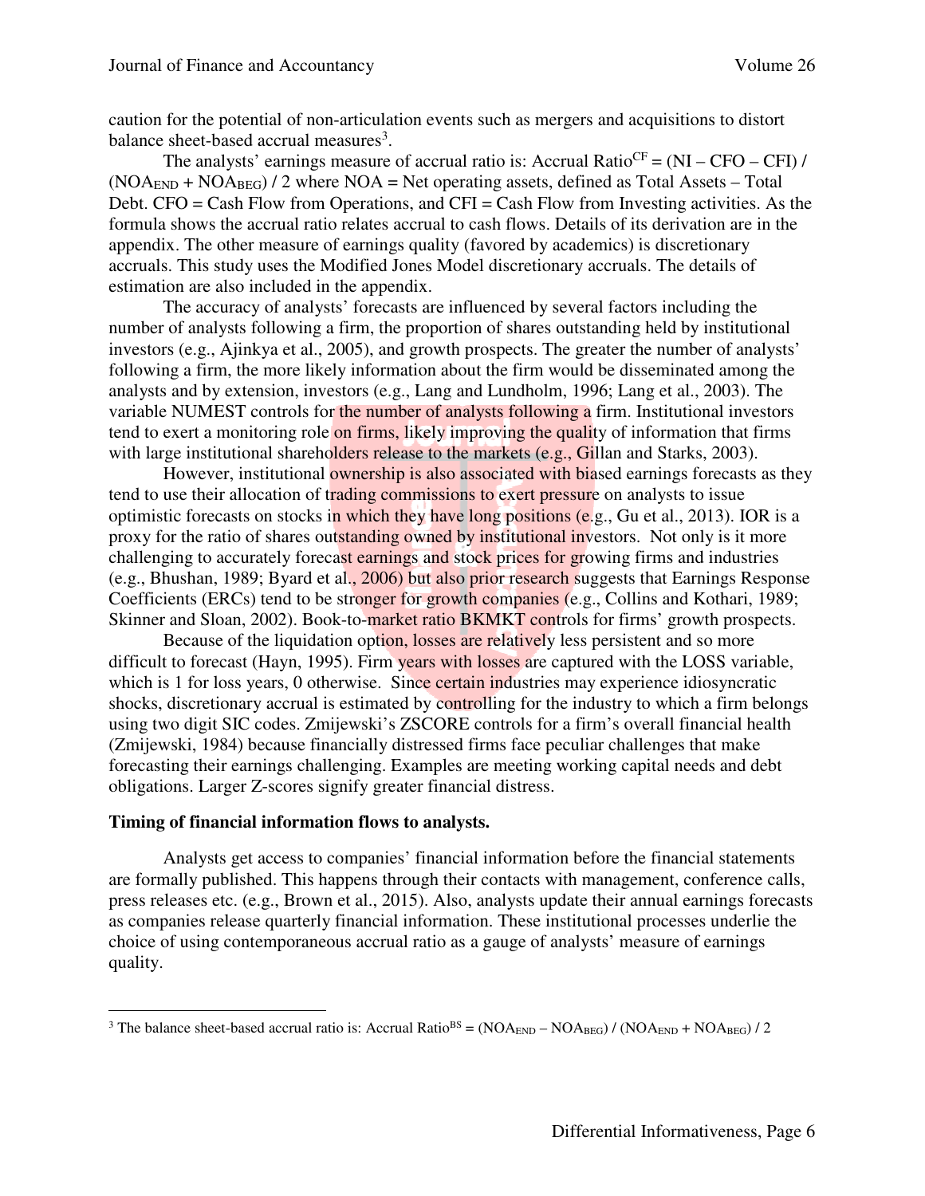caution for the potential of non-articulation events such as mergers and acquisitions to distort balance sheet-based accrual measures[3].

The analysts' earnings measure of accrual ratio is: Accrual $\text{Ratio}^{CF} = (NI - CFO - CFI) / (NOA_{END} + NOA_{BEG}) / 2$ where NOA = Net operating assets, defined as Total Assets – Total Debt. CFO = Cash Flow from Operations, and CFI = Cash Flow from Investing activities. As the formula shows the accrual ratio relates accrual to cash flows. Details of its derivation are in the appendix. The other measure of earnings quality (favored by academics) is discretionary accruals. This study uses the Modified Jones Model discretionary accruals. The details of estimation are also included in the appendix.

The accuracy of analysts' forecasts are influenced by several factors including the number of analysts following a firm, the proportion of shares outstanding held by institutional investors (e.g., Ajinkya et al., 2005), and growth prospects. The greater the number of analysts' following a firm, the more likely information about the firm would be disseminated among the analysts and by extension, investors (e.g., Lang and Lundholm, 1996; Lang et al., 2003). The variable NUMEST controls for the number of analysts following a firm. Institutional investors tend to exert a monitoring role on firms, likely improving the quality of information that firms with large institutional shareholders release to the markets (e.g., Gillan and Starks, 2003).

However, institutional ownership is also associated with biased earnings forecasts as they tend to use their allocation of trading commissions to exert pressure on analysts to issue optimistic forecasts on stocks in which they have long positions (e.g., Gu et al., 2013). IOR is a proxy for the ratio of shares outstanding owned by institutional investors. Not only is it more challenging to accurately forecast earnings and stock prices for growing firms and industries (e.g., Bhushan, 1989; Byard et al., 2006) but also prior research suggests that Earnings Response Coefficients (ERCs) tend to be stronger for growth companies (e.g., Collins and Kothari, 1989; Skinner and Sloan, 2002). Book-to-market ratio BKMKT controls for firms' growth prospects.

Because of the liquidation option, losses are relatively less persistent and so more difficult to forecast (Hayn, 1995). Firm years with losses are captured with the LOSS variable, which is 1 for loss years, 0 otherwise. Since certain industries may experience idiosyncratic shocks, discretionary accrual is estimated by controlling for the industry to which a firm belongs using two digit SIC codes. Zmijewski's ZSCORE controls for a firm's overall financial health (Zmijewski, 1984) because financially distressed firms face peculiar challenges that make forecasting their earnings challenging. Examples are meeting working capital needs and debt obligations. Larger Z-scores signify greater financial distress.

**Timing of financial information flows to analysts.**

Analysts get access to companies' financial information before the financial statements are formally published. This happens through their contacts with management, conference calls, press releases etc. (e.g., Brown et al., 2015). Also, analysts update their annual earnings forecasts as companies release quarterly financial information. These institutional processes underlie the choice of using contemporaneous accrual ratio as a gauge of analysts' measure of earnings quality.

[3] The balance sheet-based accrual ratio is: Accrual $\text{Ratio}^{BS} = (NOA_{END} - NOA_{BEG}) / (NOA_{END} + NOA_{BEG}) / 2$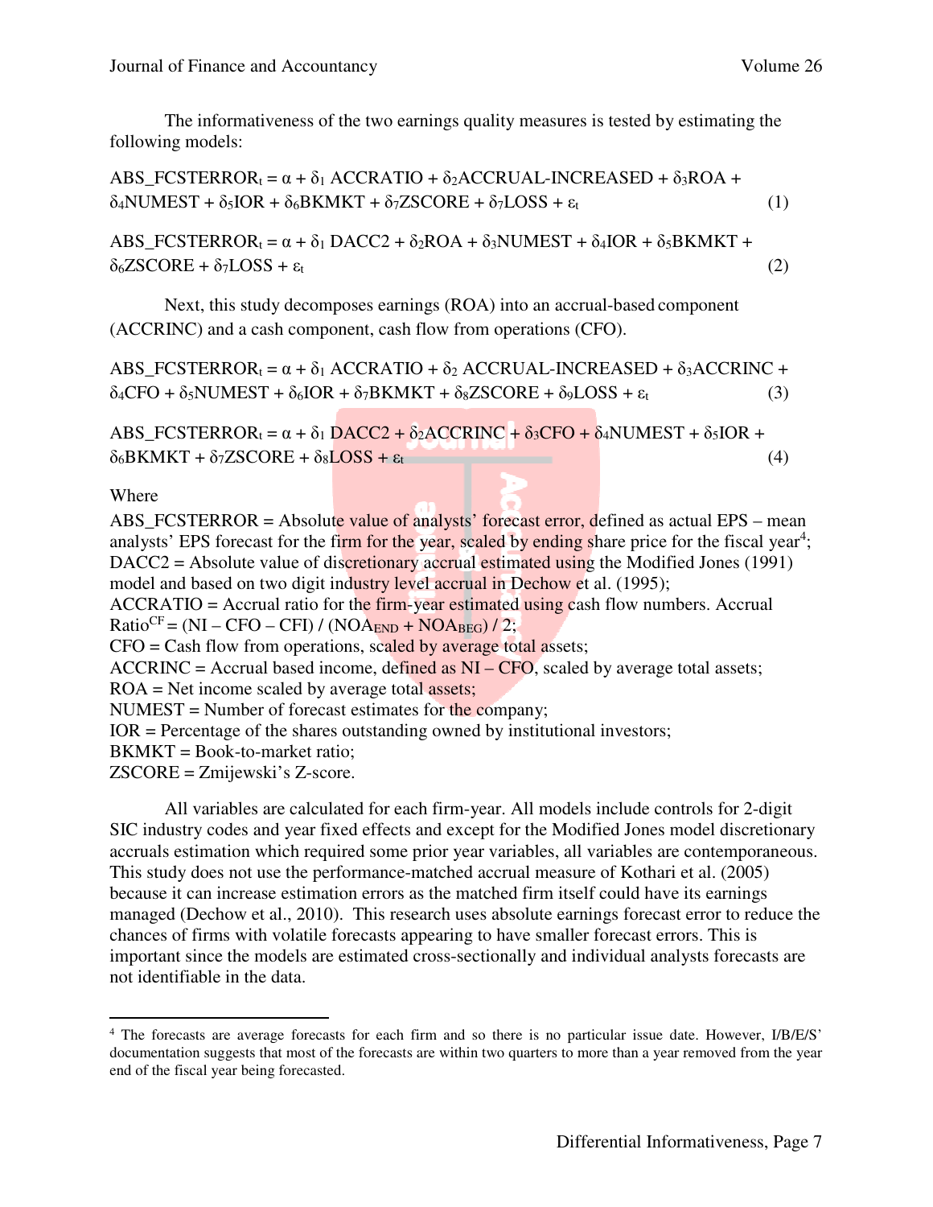The informativeness of the two earnings quality measures is tested by estimating the following models:

$$ABS\_FCSTERROR_t = \alpha + \delta_1 \, ACCRATIO + \delta_2 ACCRUAL\text{-}INCREASED + \delta_3 ROA + \delta_4 NUMEST + \delta_5 IOR + \delta_6 BKMKT + \delta_7 ZSCORE + \delta_7 LOSS + \varepsilon_t \qquad (1)$$

$$ABS\_FCSTERROR_t = \alpha + \delta_1 \, DACC2 + \delta_2 ROA + \delta_3 NUMEST + \delta_4 IOR + \delta_5 BKMKT + \delta_6 ZSCORE + \delta_7 LOSS + \varepsilon_t \qquad (2)$$

Next, this study decomposes earnings (ROA) into an accrual-based component (ACCRINC) and a cash component, cash flow from operations (CFO).

$$ABS\_FCSTERROR_t = \alpha + \delta_1 \, ACCRATIO + \delta_2 \, ACCRUAL\text{-}INCREASED + \delta_3 ACCRINC + \delta_4 CFO + \delta_5 NUMEST + \delta_6 IOR + \delta_7 BKMKT + \delta_8 ZSCORE + \delta_9 LOSS + \varepsilon_t \qquad (3)$$

$$ABS\_FCSTERROR_t = \alpha + \delta_1 \, DACC2 + \delta_2 ACCRINC + \delta_3 CFO + \delta_4 NUMEST + \delta_5 IOR + \delta_6 BKMKT + \delta_7 ZSCORE + \delta_8 LOSS + \varepsilon_t \qquad (4)$$

Where

ABS_FCSTERROR = Absolute value of analysts' forecast error, defined as actual EPS – mean analysts' EPS forecast for the firm for the year, scaled by ending share price for the fiscal year[4];
DACC2 = Absolute value of discretionary accrual estimated using the Modified Jones (1991) model and based on two digit industry level accrual in Dechow et al. (1995);
ACCRATIO = Accrual ratio for the firm-year estimated using cash flow numbers. Accrual $Ratio^{CF} = (NI - CFO - CFI) / (NOA_{END} + NOA_{BEG}) / 2$;
CFO = Cash flow from operations, scaled by average total assets;
ACCRINC = Accrual based income, defined as NI – CFO, scaled by average total assets;
ROA = Net income scaled by average total assets;
NUMEST = Number of forecast estimates for the company;
IOR = Percentage of the shares outstanding owned by institutional investors;
BKMKT = Book-to-market ratio;
ZSCORE = Zmijewski's Z-score.

All variables are calculated for each firm-year. All models include controls for 2-digit SIC industry codes and year fixed effects and except for the Modified Jones model discretionary accruals estimation which required some prior year variables, all variables are contemporaneous. This study does not use the performance-matched accrual measure of Kothari et al. (2005) because it can increase estimation errors as the matched firm itself could have its earnings managed (Dechow et al., 2010). This research uses absolute earnings forecast error to reduce the chances of firms with volatile forecasts appearing to have smaller forecast errors. This is important since the models are estimated cross-sectionally and individual analysts forecasts are not identifiable in the data.

---

[4] The forecasts are average forecasts for each firm and so there is no particular issue date. However, I/B/E/S' documentation suggests that most of the forecasts are within two quarters to more than a year removed from the year end of the fiscal year being forecasted.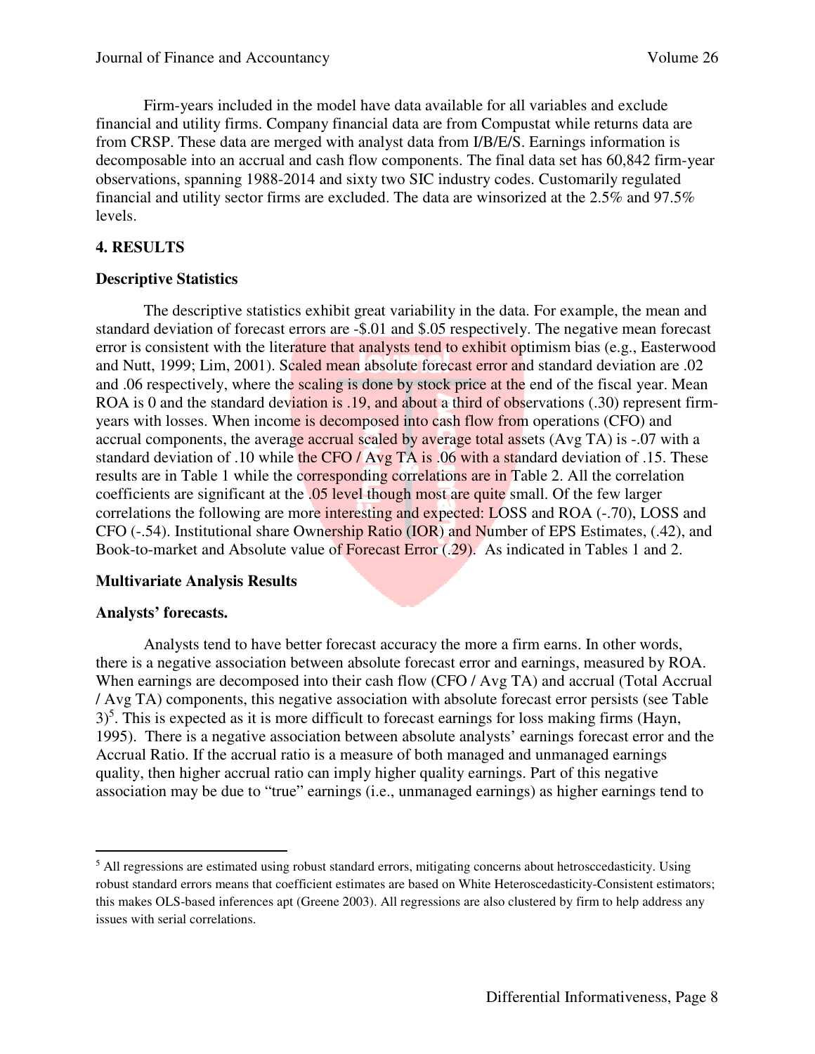Firm-years included in the model have data available for all variables and exclude financial and utility firms. Company financial data are from Compustat while returns data are from CRSP. These data are merged with analyst data from I/B/E/S. Earnings information is decomposable into an accrual and cash flow components. The final data set has 60,842 firm-year observations, spanning 1988-2014 and sixty two SIC industry codes. Customarily regulated financial and utility sector firms are excluded. The data are winsorized at the 2.5% and 97.5% levels.

## 4. RESULTS

### Descriptive Statistics

The descriptive statistics exhibit great variability in the data. For example, the mean and standard deviation of forecast errors are -$.01 and $.05 respectively. The negative mean forecast error is consistent with the literature that analysts tend to exhibit optimism bias (e.g., Easterwood and Nutt, 1999; Lim, 2001). Scaled mean absolute forecast error and standard deviation are .02 and .06 respectively, where the scaling is done by stock price at the end of the fiscal year. Mean ROA is 0 and the standard deviation is .19, and about a third of observations (.30) represent firm-years with losses. When income is decomposed into cash flow from operations (CFO) and accrual components, the average accrual scaled by average total assets (Avg TA) is -.07 with a standard deviation of .10 while the CFO / Avg TA is .06 with a standard deviation of .15. These results are in Table 1 while the corresponding correlations are in Table 2. All the correlation coefficients are significant at the .05 level though most are quite small. Of the few larger correlations the following are more interesting and expected: LOSS and ROA (-.70), LOSS and CFO (-.54). Institutional share Ownership Ratio (IOR) and Number of EPS Estimates, (.42), and Book-to-market and Absolute value of Forecast Error (.29). As indicated in Tables 1 and 2.

### Multivariate Analysis Results

#### Analysts' forecasts.

Analysts tend to have better forecast accuracy the more a firm earns. In other words, there is a negative association between absolute forecast error and earnings, measured by ROA. When earnings are decomposed into their cash flow (CFO / Avg TA) and accrual (Total Accrual / Avg TA) components, this negative association with absolute forecast error persists (see Table 3)[5]. This is expected as it is more difficult to forecast earnings for loss making firms (Hayn, 1995). There is a negative association between absolute analysts' earnings forecast error and the Accrual Ratio. If the accrual ratio is a measure of both managed and unmanaged earnings quality, then higher accrual ratio can imply higher quality earnings. Part of this negative association may be due to "true" earnings (i.e., unmanaged earnings) as higher earnings tend to

---

[5] All regressions are estimated using robust standard errors, mitigating concerns about hetrosccedasticity. Using robust standard errors means that coefficient estimates are based on White Heteroscedasticity-Consistent estimators; this makes OLS-based inferences apt (Greene 2003). All regressions are also clustered by firm to help address any issues with serial correlations.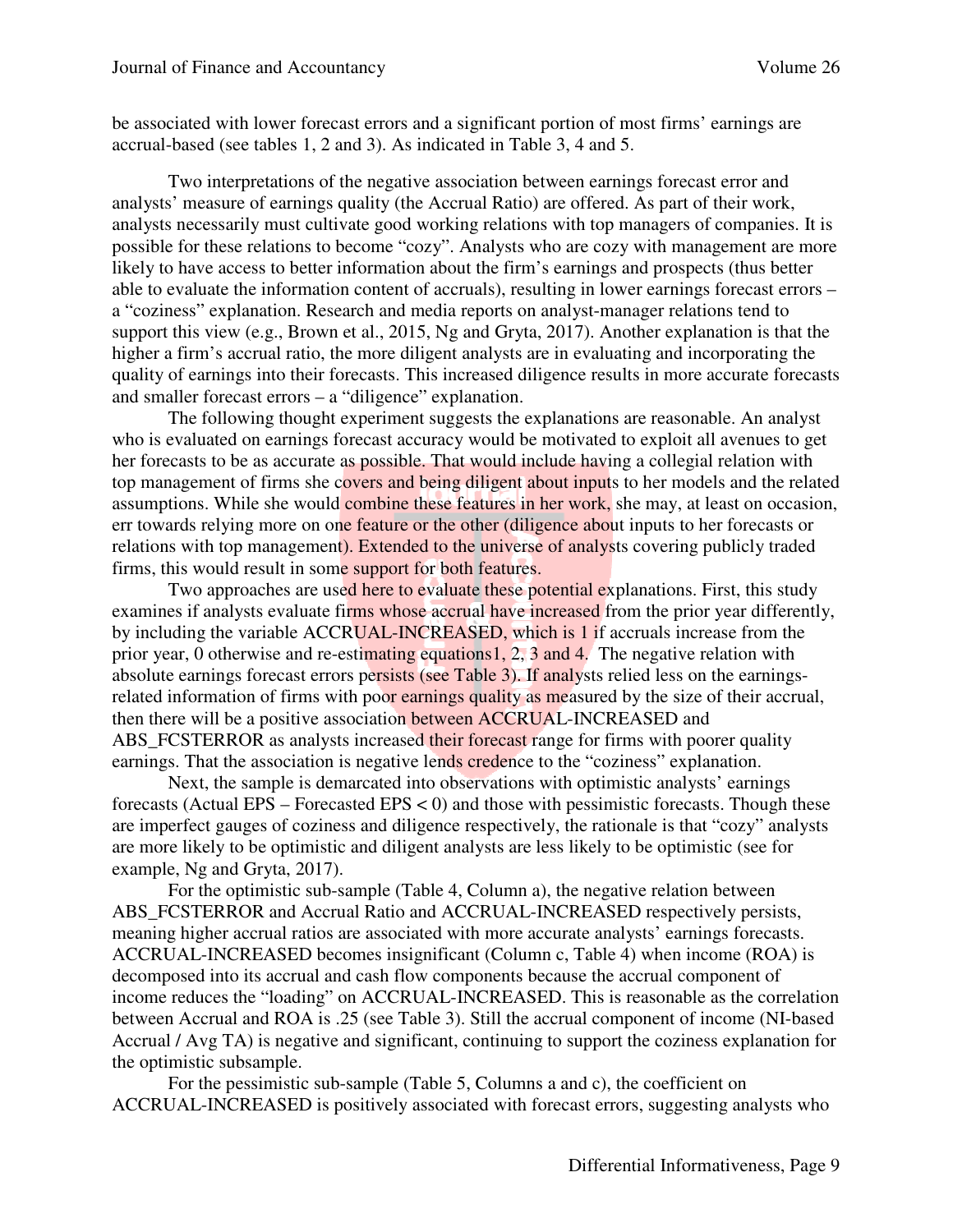be associated with lower forecast errors and a significant portion of most firms' earnings are accrual-based (see tables 1, 2 and 3). As indicated in Table 3, 4 and 5.

Two interpretations of the negative association between earnings forecast error and analysts' measure of earnings quality (the Accrual Ratio) are offered. As part of their work, analysts necessarily must cultivate good working relations with top managers of companies. It is possible for these relations to become "cozy". Analysts who are cozy with management are more likely to have access to better information about the firm's earnings and prospects (thus better able to evaluate the information content of accruals), resulting in lower earnings forecast errors – a "coziness" explanation. Research and media reports on analyst-manager relations tend to support this view (e.g., Brown et al., 2015, Ng and Gryta, 2017). Another explanation is that the higher a firm's accrual ratio, the more diligent analysts are in evaluating and incorporating the quality of earnings into their forecasts. This increased diligence results in more accurate forecasts and smaller forecast errors – a "diligence" explanation.

The following thought experiment suggests the explanations are reasonable. An analyst who is evaluated on earnings forecast accuracy would be motivated to exploit all avenues to get her forecasts to be as accurate as possible. That would include having a collegial relation with top management of firms she covers and being diligent about inputs to her models and the related assumptions. While she would combine these features in her work, she may, at least on occasion, err towards relying more on one feature or the other (diligence about inputs to her forecasts or relations with top management). Extended to the universe of analysts covering publicly traded firms, this would result in some support for both features.

Two approaches are used here to evaluate these potential explanations. First, this study examines if analysts evaluate firms whose accrual have increased from the prior year differently, by including the variable ACCRUAL-INCREASED, which is 1 if accruals increase from the prior year, 0 otherwise and re-estimating equations1, 2, 3 and 4. The negative relation with absolute earnings forecast errors persists (see Table 3). If analysts relied less on the earnings-related information of firms with poor earnings quality as measured by the size of their accrual, then there will be a positive association between ACCRUAL-INCREASED and ABS_FCSTERROR as analysts increased their forecast range for firms with poorer quality earnings. That the association is negative lends credence to the "coziness" explanation.

Next, the sample is demarcated into observations with optimistic analysts' earnings forecasts (Actual EPS – Forecasted EPS < 0) and those with pessimistic forecasts. Though these are imperfect gauges of coziness and diligence respectively, the rationale is that "cozy" analysts are more likely to be optimistic and diligent analysts are less likely to be optimistic (see for example, Ng and Gryta, 2017).

For the optimistic sub-sample (Table 4, Column a), the negative relation between ABS_FCSTERROR and Accrual Ratio and ACCRUAL-INCREASED respectively persists, meaning higher accrual ratios are associated with more accurate analysts' earnings forecasts. ACCRUAL-INCREASED becomes insignificant (Column c, Table 4) when income (ROA) is decomposed into its accrual and cash flow components because the accrual component of income reduces the "loading" on ACCRUAL-INCREASED. This is reasonable as the correlation between Accrual and ROA is .25 (see Table 3). Still the accrual component of income (NI-based Accrual / Avg TA) is negative and significant, continuing to support the coziness explanation for the optimistic subsample.

For the pessimistic sub-sample (Table 5, Columns a and c), the coefficient on ACCRUAL-INCREASED is positively associated with forecast errors, suggesting analysts who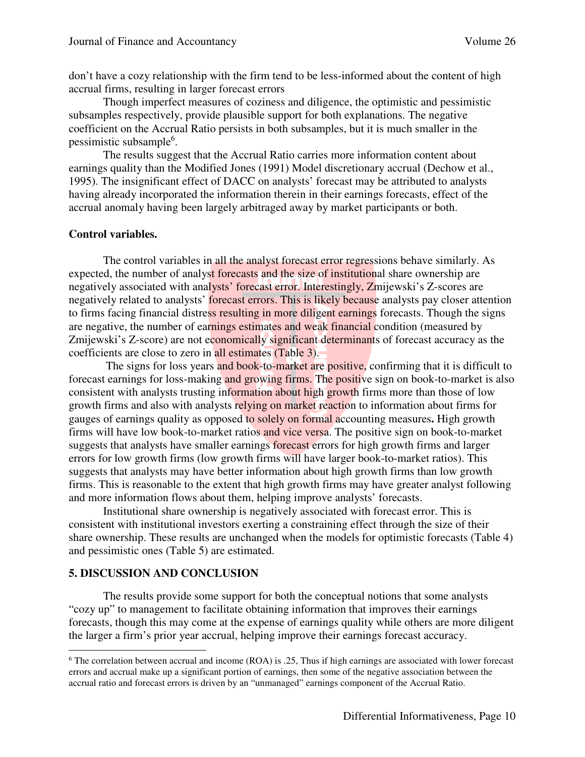don't have a cozy relationship with the firm tend to be less-informed about the content of high accrual firms, resulting in larger forecast errors

Though imperfect measures of coziness and diligence, the optimistic and pessimistic subsamples respectively, provide plausible support for both explanations. The negative coefficient on the Accrual Ratio persists in both subsamples, but it is much smaller in the pessimistic subsample[6].

The results suggest that the Accrual Ratio carries more information content about earnings quality than the Modified Jones (1991) Model discretionary accrual (Dechow et al., 1995). The insignificant effect of DACC on analysts' forecast may be attributed to analysts having already incorporated the information therein in their earnings forecasts, effect of the accrual anomaly having been largely arbitraged away by market participants or both.

**Control variables.**

The control variables in all the analyst forecast error regressions behave similarly. As expected, the number of analyst forecasts and the size of institutional share ownership are negatively associated with analysts' forecast error. Interestingly, Zmijewski's Z-scores are negatively related to analysts' forecast errors. This is likely because analysts pay closer attention to firms facing financial distress resulting in more diligent earnings forecasts. Though the signs are negative, the number of earnings estimates and weak financial condition (measured by Zmijewski's Z-score) are not economically significant determinants of forecast accuracy as the coefficients are close to zero in all estimates (Table 3).

The signs for loss years and book-to-market are positive, confirming that it is difficult to forecast earnings for loss-making and growing firms. The positive sign on book-to-market is also consistent with analysts trusting information about high growth firms more than those of low growth firms and also with analysts relying on market reaction to information about firms for gauges of earnings quality as opposed to solely on formal accounting measures**.** High growth firms will have low book-to-market ratios and vice versa. The positive sign on book-to-market suggests that analysts have smaller earnings forecast errors for high growth firms and larger errors for low growth firms (low growth firms will have larger book-to-market ratios). This suggests that analysts may have better information about high growth firms than low growth firms. This is reasonable to the extent that high growth firms may have greater analyst following and more information flows about them, helping improve analysts' forecasts.

Institutional share ownership is negatively associated with forecast error. This is consistent with institutional investors exerting a constraining effect through the size of their share ownership. These results are unchanged when the models for optimistic forecasts (Table 4) and pessimistic ones (Table 5) are estimated.

## 5. DISCUSSION AND CONCLUSION

The results provide some support for both the conceptual notions that some analysts "cozy up" to management to facilitate obtaining information that improves their earnings forecasts, though this may come at the expense of earnings quality while others are more diligent the larger a firm's prior year accrual, helping improve their earnings forecast accuracy.

[6] The correlation between accrual and income (ROA) is .25, Thus if high earnings are associated with lower forecast errors and accrual make up a significant portion of earnings, then some of the negative association between the accrual ratio and forecast errors is driven by an "unmanaged" earnings component of the Accrual Ratio.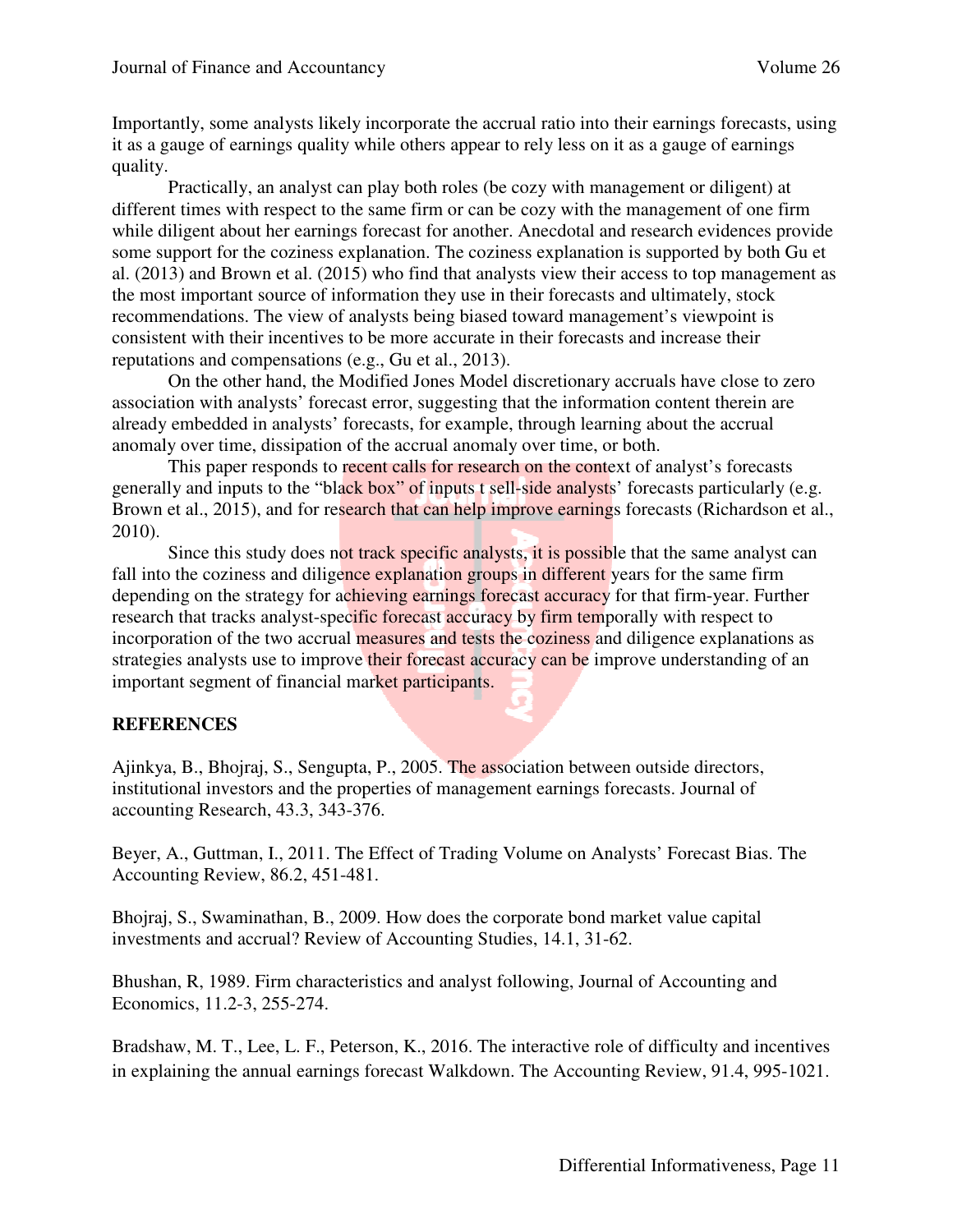Importantly, some analysts likely incorporate the accrual ratio into their earnings forecasts, using it as a gauge of earnings quality while others appear to rely less on it as a gauge of earnings quality.

Practically, an analyst can play both roles (be cozy with management or diligent) at different times with respect to the same firm or can be cozy with the management of one firm while diligent about her earnings forecast for another. Anecdotal and research evidences provide some support for the coziness explanation. The coziness explanation is supported by both Gu et al. (2013) and Brown et al. (2015) who find that analysts view their access to top management as the most important source of information they use in their forecasts and ultimately, stock recommendations. The view of analysts being biased toward management's viewpoint is consistent with their incentives to be more accurate in their forecasts and increase their reputations and compensations (e.g., Gu et al., 2013).

On the other hand, the Modified Jones Model discretionary accruals have close to zero association with analysts' forecast error, suggesting that the information content therein are already embedded in analysts' forecasts, for example, through learning about the accrual anomaly over time, dissipation of the accrual anomaly over time, or both.

This paper responds to recent calls for research on the context of analyst's forecasts generally and inputs to the "black box" of inputs t sell-side analysts' forecasts particularly (e.g. Brown et al., 2015), and for research that can help improve earnings forecasts (Richardson et al., 2010).

Since this study does not track specific analysts, it is possible that the same analyst can fall into the coziness and diligence explanation groups in different years for the same firm depending on the strategy for achieving earnings forecast accuracy for that firm-year. Further research that tracks analyst-specific forecast accuracy by firm temporally with respect to incorporation of the two accrual measures and tests the coziness and diligence explanations as strategies analysts use to improve their forecast accuracy can be improve understanding of an important segment of financial market participants.

## REFERENCES

Ajinkya, B., Bhojraj, S., Sengupta, P., 2005. The association between outside directors, institutional investors and the properties of management earnings forecasts. Journal of accounting Research, 43.3, 343-376.

Beyer, A., Guttman, I., 2011. The Effect of Trading Volume on Analysts' Forecast Bias. The Accounting Review, 86.2, 451-481.

Bhojraj, S., Swaminathan, B., 2009. How does the corporate bond market value capital investments and accrual? Review of Accounting Studies, 14.1, 31-62.

Bhushan, R, 1989. Firm characteristics and analyst following, Journal of Accounting and Economics, 11.2-3, 255-274.

Bradshaw, M. T., Lee, L. F., Peterson, K., 2016. The interactive role of difficulty and incentives in explaining the annual earnings forecast Walkdown. The Accounting Review, 91.4, 995-1021.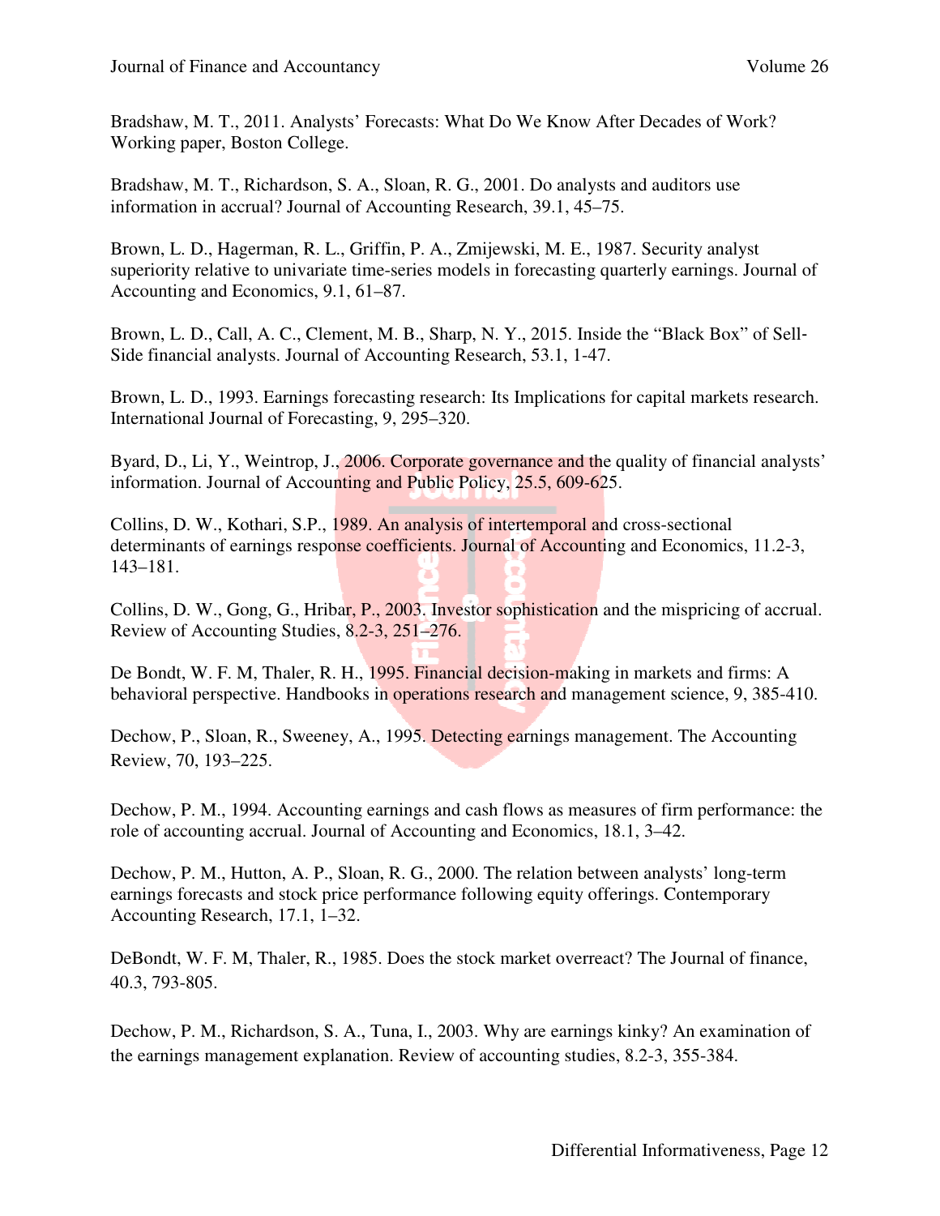Bradshaw, M. T., 2011. Analysts' Forecasts: What Do We Know After Decades of Work? Working paper, Boston College.

Bradshaw, M. T., Richardson, S. A., Sloan, R. G., 2001. Do analysts and auditors use information in accrual? Journal of Accounting Research, 39.1, 45–75.

Brown, L. D., Hagerman, R. L., Griffin, P. A., Zmijewski, M. E., 1987. Security analyst superiority relative to univariate time-series models in forecasting quarterly earnings. Journal of Accounting and Economics, 9.1, 61–87.

Brown, L. D., Call, A. C., Clement, M. B., Sharp, N. Y., 2015. Inside the "Black Box" of Sell-Side financial analysts. Journal of Accounting Research, 53.1, 1-47.

Brown, L. D., 1993. Earnings forecasting research: Its Implications for capital markets research. International Journal of Forecasting, 9, 295–320.

Byard, D., Li, Y., Weintrop, J., 2006. Corporate governance and the quality of financial analysts' information. Journal of Accounting and Public Policy, 25.5, 609-625.

Collins, D. W., Kothari, S.P., 1989. An analysis of intertemporal and cross-sectional determinants of earnings response coefficients. Journal of Accounting and Economics, 11.2-3, 143–181.

Collins, D. W., Gong, G., Hribar, P., 2003. Investor sophistication and the mispricing of accrual. Review of Accounting Studies, 8.2-3, 251–276.

De Bondt, W. F. M, Thaler, R. H., 1995. Financial decision-making in markets and firms: A behavioral perspective. Handbooks in operations research and management science, 9, 385-410.

Dechow, P., Sloan, R., Sweeney, A., 1995. Detecting earnings management. The Accounting Review, 70, 193–225.

Dechow, P. M., 1994. Accounting earnings and cash flows as measures of firm performance: the role of accounting accrual. Journal of Accounting and Economics, 18.1, 3–42.

Dechow, P. M., Hutton, A. P., Sloan, R. G., 2000. The relation between analysts' long-term earnings forecasts and stock price performance following equity offerings. Contemporary Accounting Research, 17.1, 1–32.

DeBondt, W. F. M, Thaler, R., 1985. Does the stock market overreact? The Journal of finance, 40.3, 793-805.

Dechow, P. M., Richardson, S. A., Tuna, I., 2003. Why are earnings kinky? An examination of the earnings management explanation. Review of accounting studies, 8.2-3, 355-384.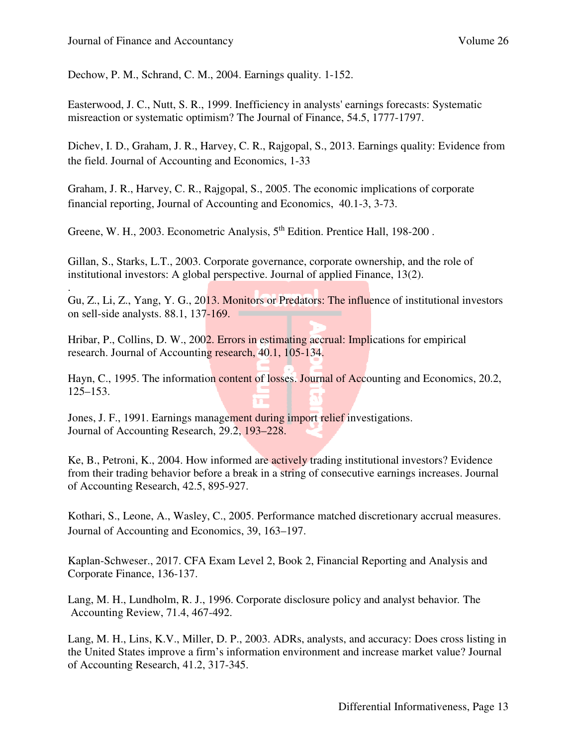Dechow, P. M., Schrand, C. M., 2004. Earnings quality. 1-152.

Easterwood, J. C., Nutt, S. R., 1999. Inefficiency in analysts' earnings forecasts: Systematic misreaction or systematic optimism? The Journal of Finance, 54.5, 1777-1797.

Dichev, I. D., Graham, J. R., Harvey, C. R., Rajgopal, S., 2013. Earnings quality: Evidence from the field. Journal of Accounting and Economics, 1-33

Graham, J. R., Harvey, C. R., Rajgopal, S., 2005. The economic implications of corporate financial reporting, Journal of Accounting and Economics, 40.1-3, 3-73.

Greene, W. H., 2003. Econometric Analysis, 5th Edition. Prentice Hall, 198-200 .

Gillan, S., Starks, L.T., 2003. Corporate governance, corporate ownership, and the role of institutional investors: A global perspective. Journal of applied Finance, 13(2).

.

Gu, Z., Li, Z., Yang, Y. G., 2013. Monitors or Predators: The influence of institutional investors on sell-side analysts. 88.1, 137-169.

Hribar, P., Collins, D. W., 2002. Errors in estimating accrual: Implications for empirical research. Journal of Accounting research, 40.1, 105-134.

Hayn, C., 1995. The information content of losses. Journal of Accounting and Economics, 20.2, 125–153.

Jones, J. F., 1991. Earnings management during import relief investigations. Journal of Accounting Research, 29.2, 193–228.

Ke, B., Petroni, K., 2004. How informed are actively trading institutional investors? Evidence from their trading behavior before a break in a string of consecutive earnings increases. Journal of Accounting Research, 42.5, 895-927.

Kothari, S., Leone, A., Wasley, C., 2005. Performance matched discretionary accrual measures. Journal of Accounting and Economics, 39, 163–197.

Kaplan-Schweser., 2017. CFA Exam Level 2, Book 2, Financial Reporting and Analysis and Corporate Finance, 136-137.

Lang, M. H., Lundholm, R. J., 1996. Corporate disclosure policy and analyst behavior. The Accounting Review, 71.4, 467-492.

Lang, M. H., Lins, K.V., Miller, D. P., 2003. ADRs, analysts, and accuracy: Does cross listing in the United States improve a firm's information environment and increase market value? Journal of Accounting Research, 41.2, 317-345.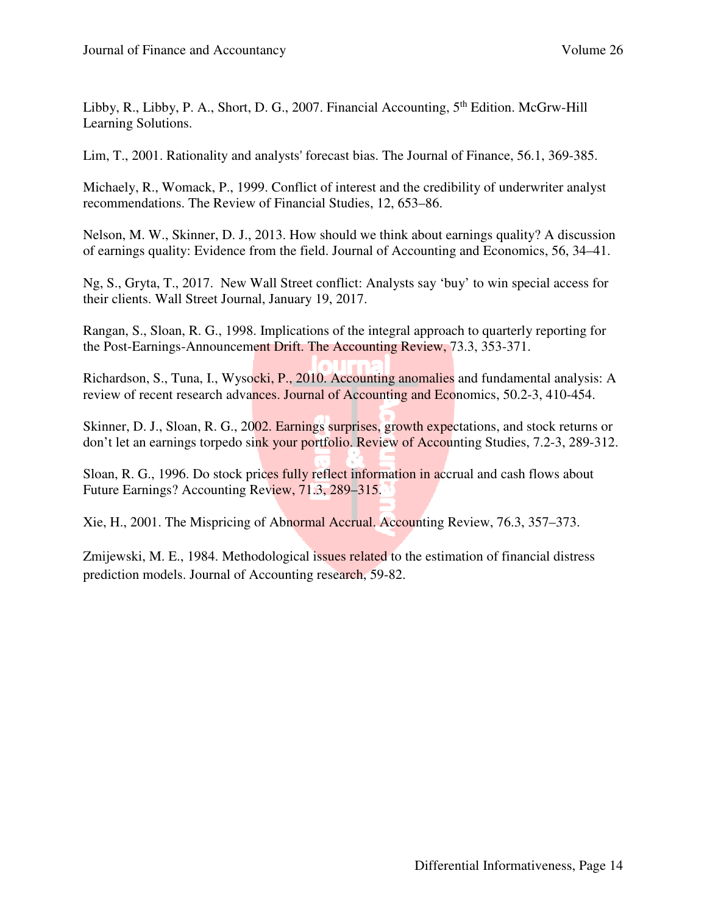Libby, R., Libby, P. A., Short, D. G., 2007. Financial Accounting, 5th Edition. McGrw-Hill Learning Solutions.

Lim, T., 2001. Rationality and analysts' forecast bias. The Journal of Finance, 56.1, 369-385.

Michaely, R., Womack, P., 1999. Conflict of interest and the credibility of underwriter analyst recommendations. The Review of Financial Studies, 12, 653–86.

Nelson, M. W., Skinner, D. J., 2013. How should we think about earnings quality? A discussion of earnings quality: Evidence from the field. Journal of Accounting and Economics, 56, 34–41.

Ng, S., Gryta, T., 2017. New Wall Street conflict: Analysts say 'buy' to win special access for their clients. Wall Street Journal, January 19, 2017.

Rangan, S., Sloan, R. G., 1998. Implications of the integral approach to quarterly reporting for the Post-Earnings-Announcement Drift. The Accounting Review, 73.3, 353-371.

Richardson, S., Tuna, I., Wysocki, P., 2010. Accounting anomalies and fundamental analysis: A review of recent research advances. Journal of Accounting and Economics, 50.2-3, 410-454.

Skinner, D. J., Sloan, R. G., 2002. Earnings surprises, growth expectations, and stock returns or don't let an earnings torpedo sink your portfolio. Review of Accounting Studies, 7.2-3, 289-312.

Sloan, R. G., 1996. Do stock prices fully reflect information in accrual and cash flows about Future Earnings? Accounting Review, 71.3, 289–315.

Xie, H., 2001. The Mispricing of Abnormal Accrual. Accounting Review, 76.3, 357–373.

Zmijewski, M. E., 1984. Methodological issues related to the estimation of financial distress prediction models. Journal of Accounting research, 59-82.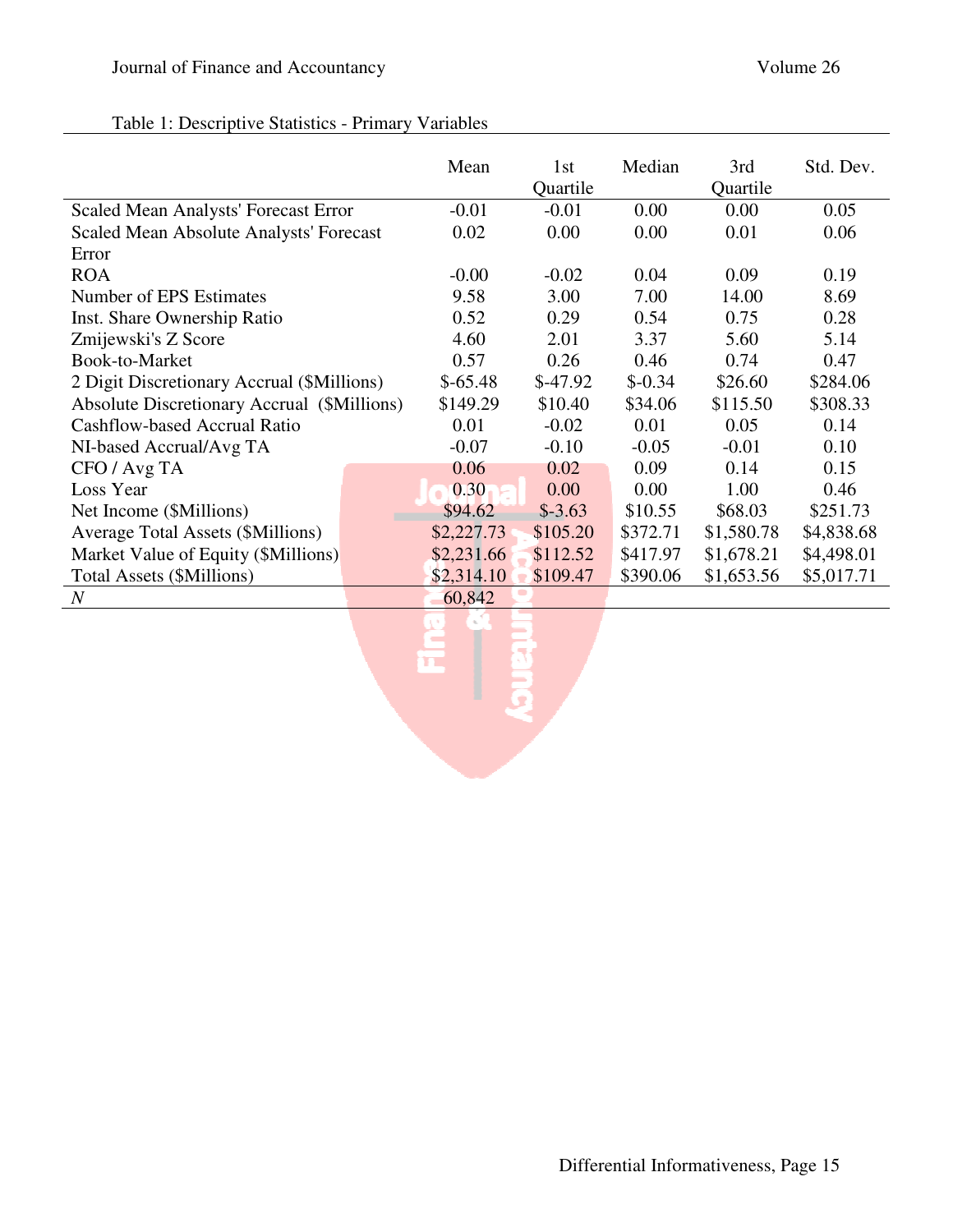Table 1: Descriptive Statistics - Primary Variables

| | Mean | 1st Quartile | Median | 3rd Quartile | Std. Dev. |
|---|---|---|---|---|---|
| Scaled Mean Analysts' Forecast Error | -0.01 | -0.01 | 0.00 | 0.00 | 0.05 |
| Scaled Mean Absolute Analysts' Forecast Error | 0.02 | 0.00 | 0.00 | 0.01 | 0.06 |
| ROA | -0.00 | -0.02 | 0.04 | 0.09 | 0.19 |
| Number of EPS Estimates | 9.58 | 3.00 | 7.00 | 14.00 | 8.69 |
| Inst. Share Ownership Ratio | 0.52 | 0.29 | 0.54 | 0.75 | 0.28 |
| Zmijewski's Z Score | 4.60 | 2.01 | 3.37 | 5.60 | 5.14 |
| Book-to-Market | 0.57 | 0.26 | 0.46 | 0.74 | 0.47 |
| 2 Digit Discretionary Accrual ($Millions) | $-65.48 | $-47.92 | $-0.34 | $26.60 | $284.06 |
| Absolute Discretionary Accrual ($Millions) | $149.29 | $10.40 | $34.06 | $115.50 | $308.33 |
| Cashflow-based Accrual Ratio | 0.01 | -0.02 | 0.01 | 0.05 | 0.14 |
| NI-based Accrual/Avg TA | -0.07 | -0.10 | -0.05 | -0.01 | 0.10 |
| CFO / Avg TA | 0.06 | 0.02 | 0.09 | 0.14 | 0.15 |
| Loss Year | 0.30 | 0.00 | 0.00 | 1.00 | 0.46 |
| Net Income ($Millions) | $94.62 | $-3.63 | $10.55 | $68.03 | $251.73 |
| Average Total Assets ($Millions) | $2,227.73 | $105.20 | $372.71 | $1,580.78 | $4,838.68 |
| Market Value of Equity ($Millions) | $2,231.66 | $112.52 | $417.97 | $1,678.21 | $4,498.01 |
| Total Assets ($Millions) | $2,314.10 | $109.47 | $390.06 | $1,653.56 | $5,017.71 |
| *N* | 60,842 | | | | |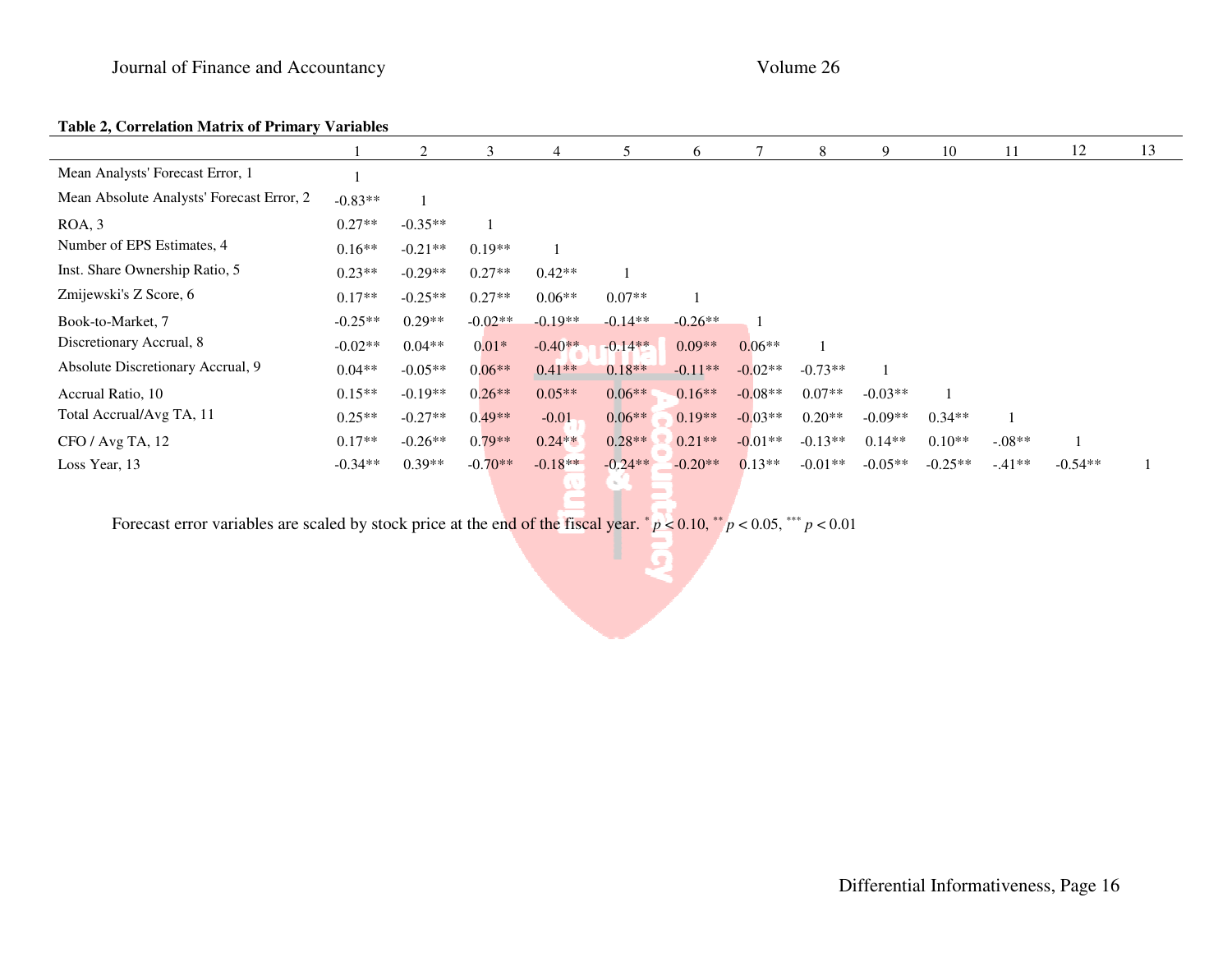**Table 2, Correlation Matrix of Primary Variables**

| | 1 | 2 | 3 | 4 | 5 | 6 | 7 | 8 | 9 | 10 | 11 | 12 | 13 |
|---|---|---|---|---|---|---|---|---|---|---|---|---|---|
| Mean Analysts' Forecast Error, 1 | 1 | | | | | | | | | | | | |
| Mean Absolute Analysts' Forecast Error, 2 | -0.83** | 1 | | | | | | | | | | | |
| ROA, 3 | 0.27** | -0.35** | 1 | | | | | | | | | | |
| Number of EPS Estimates, 4 | 0.16** | -0.21** | 0.19** | 1 | | | | | | | | | |
| Inst. Share Ownership Ratio, 5 | 0.23** | -0.29** | 0.27** | 0.42** | 1 | | | | | | | | |
| Zmijewski's Z Score, 6 | 0.17** | -0.25** | 0.27** | 0.06** | 0.07** | 1 | | | | | | | |
| Book-to-Market, 7 | -0.25** | 0.29** | -0.02** | -0.19** | -0.14** | -0.26** | 1 | | | | | | |
| Discretionary Accrual, 8 | -0.02** | 0.04** | 0.01* | -0.40** | -0.14** | 0.09** | 0.06** | 1 | | | | | |
| Absolute Discretionary Accrual, 9 | 0.04** | -0.05** | 0.06** | 0.41** | 0.18** | -0.11** | -0.02** | -0.73** | 1 | | | | |
| Accrual Ratio, 10 | 0.15** | -0.19** | 0.26** | 0.05** | 0.06** | 0.16** | -0.08** | 0.07** | -0.03** | 1 | | | |
| Total Accrual/Avg TA, 11 | 0.25** | -0.27** | 0.49** | -0.01 | 0.06** | 0.19** | -0.03** | 0.20** | -0.09** | 0.34** | 1 | | |
| CFO / Avg TA, 12 | 0.17** | -0.26** | 0.79** | 0.24** | 0.28** | 0.21** | -0.01** | -0.13** | 0.14** | 0.10** | -.08** | 1 | |
| Loss Year, 13 | -0.34** | 0.39** | -0.70** | -0.18** | -0.24** | -0.20** | 0.13** | -0.01** | -0.05** | -0.25** | -.41** | -0.54** | 1 |

Forecast error variables are scaled by stock price at the end of the fiscal year. * $p < 0.10$, ** $p < 0.05$, *** $p < 0.01$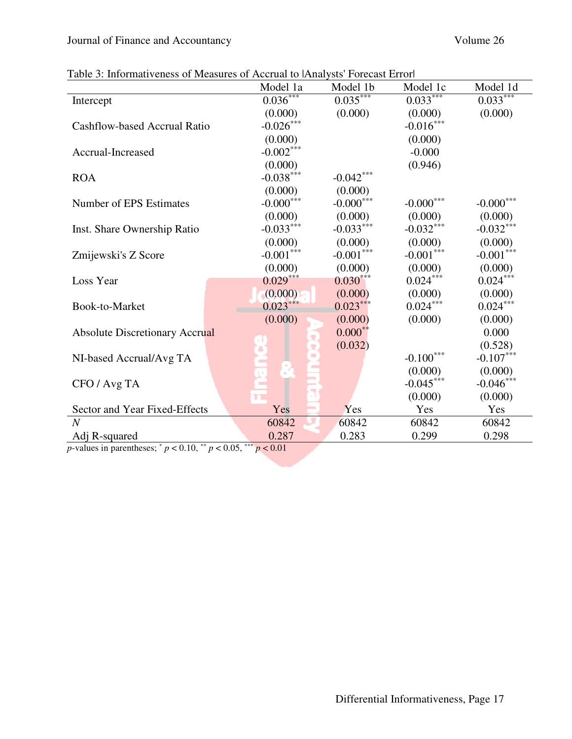Table 3: Informativeness of Measures of Accrual to |Analysts' Forecast Error|

| | Model 1a | Model 1b | Model 1c | Model 1d |
|---|---|---|---|---|
| Intercept | 0.036*** | 0.035*** | 0.033*** | 0.033*** |
| | (0.000) | (0.000) | (0.000) | (0.000) |
| Cashflow-based Accrual Ratio | -0.026*** | | -0.016*** | |
| | (0.000) | | (0.000) | |
| Accrual-Increased | -0.002*** | | -0.000 | |
| | (0.000) | | (0.946) | |
| ROA | -0.038*** | -0.042*** | | |
| | (0.000) | (0.000) | | |
| Number of EPS Estimates | -0.000*** | -0.000*** | -0.000*** | -0.000*** |
| | (0.000) | (0.000) | (0.000) | (0.000) |
| Inst. Share Ownership Ratio | -0.033*** | -0.033*** | -0.032*** | -0.032*** |
| | (0.000) | (0.000) | (0.000) | (0.000) |
| Zmijewski's Z Score | -0.001*** | -0.001*** | -0.001*** | -0.001*** |
| | (0.000) | (0.000) | (0.000) | (0.000) |
| Loss Year | 0.029*** | 0.030*** | 0.024*** | 0.024*** |
| | (0.000) | (0.000) | (0.000) | (0.000) |
| Book-to-Market | 0.023*** | 0.023*** | 0.024*** | 0.024*** |
| | (0.000) | (0.000) | (0.000) | (0.000) |
| Absolute Discretionary Accrual | | 0.000** | | 0.000 |
| | | (0.032) | | (0.528) |
| NI-based Accrual/Avg TA | | | -0.100*** | -0.107*** |
| | | | (0.000) | (0.000) |
| CFO / Avg TA | | | -0.045*** | -0.046*** |
| | | | (0.000) | (0.000) |
| Sector and Year Fixed-Effects | Yes | Yes | Yes | Yes |
| *N* | 60842 | 60842 | 60842 | 60842 |
| Adj R-squared | 0.287 | 0.283 | 0.299 | 0.298 |

*p*-values in parentheses; * $p < 0.10$, ** $p < 0.05$, *** $p < 0.01$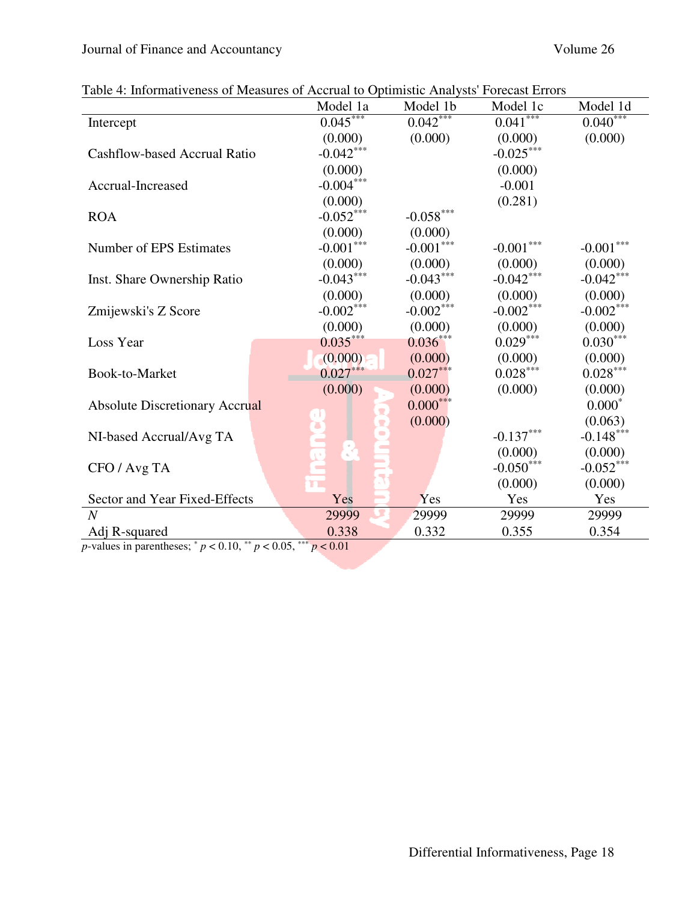Table 4: Informativeness of Measures of Accrual to Optimistic Analysts' Forecast Errors

| | Model 1a | Model 1b | Model 1c | Model 1d |
|---|---|---|---|---|
| Intercept | 0.045*** | 0.042*** | 0.041*** | 0.040*** |
| | (0.000) | (0.000) | (0.000) | (0.000) |
| Cashflow-based Accrual Ratio | -0.042*** | | -0.025*** | |
| | (0.000) | | (0.000) | |
| Accrual-Increased | -0.004*** | | -0.001 | |
| | (0.000) | | (0.281) | |
| ROA | -0.052*** | -0.058*** | | |
| | (0.000) | (0.000) | | |
| Number of EPS Estimates | -0.001*** | -0.001*** | -0.001*** | -0.001*** |
| | (0.000) | (0.000) | (0.000) | (0.000) |
| Inst. Share Ownership Ratio | -0.043*** | -0.043*** | -0.042*** | -0.042*** |
| | (0.000) | (0.000) | (0.000) | (0.000) |
| Zmijewski's Z Score | -0.002*** | -0.002*** | -0.002*** | -0.002*** |
| | (0.000) | (0.000) | (0.000) | (0.000) |
| Loss Year | 0.035*** | 0.036*** | 0.029*** | 0.030*** |
| | (0.000) | (0.000) | (0.000) | (0.000) |
| Book-to-Market | 0.027*** | 0.027*** | 0.028*** | 0.028*** |
| | (0.000) | (0.000) | (0.000) | (0.000) |
| Absolute Discretionary Accrual | | 0.000*** | | 0.000* |
| | | (0.000) | | (0.063) |
| NI-based Accrual/Avg TA | | | -0.137*** | -0.148*** |
| | | | (0.000) | (0.000) |
| CFO / Avg TA | | | -0.050*** | -0.052*** |
| | | | (0.000) | (0.000) |
| Sector and Year Fixed-Effects | Yes | Yes | Yes | Yes |
| *N* | 29999 | 29999 | 29999 | 29999 |
| Adj R-squared | 0.338 | 0.332 | 0.355 | 0.354 |

*p*-values in parentheses; * $p < 0.10$, ** $p < 0.05$, *** $p < 0.01$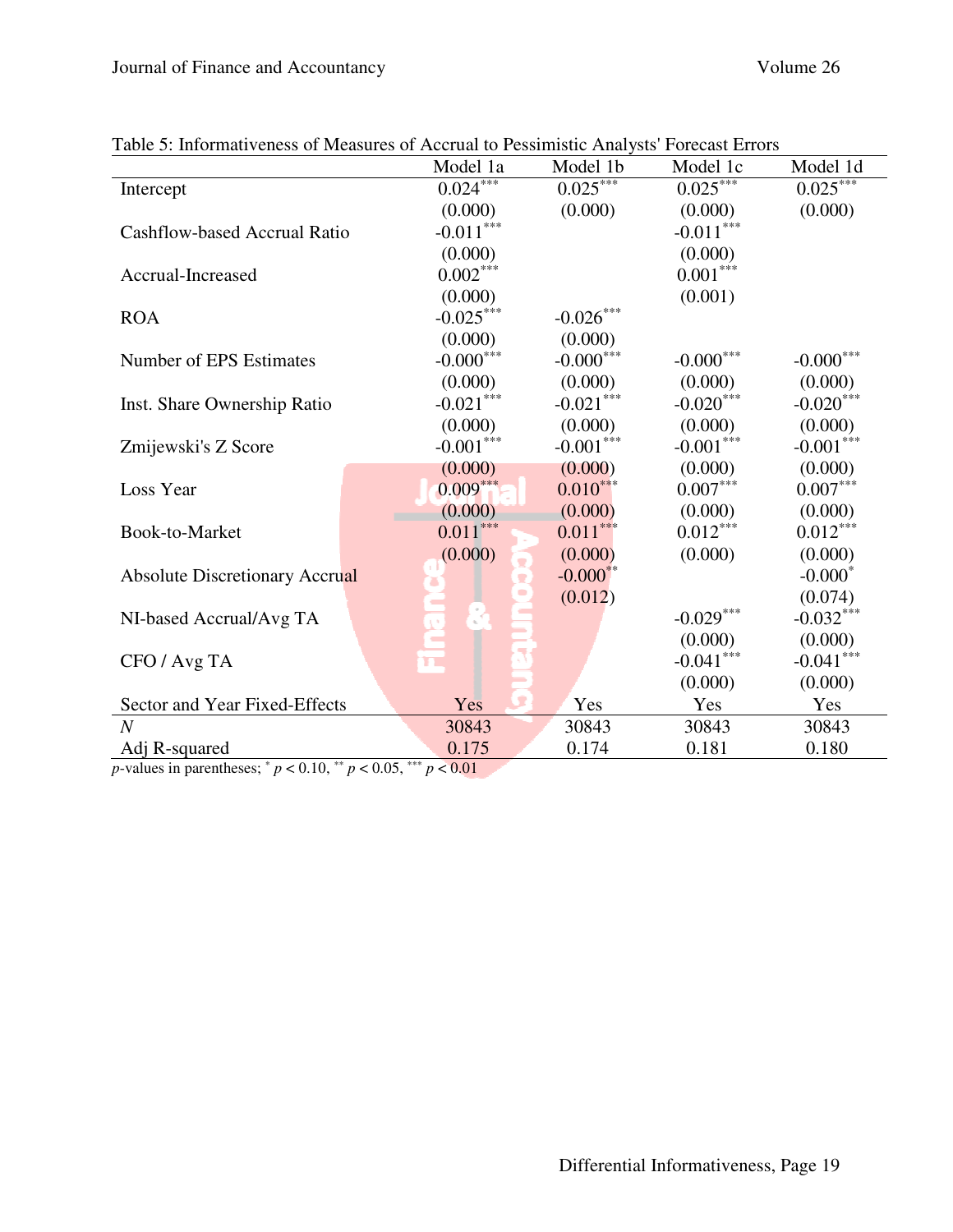Table 5: Informativeness of Measures of Accrual to Pessimistic Analysts' Forecast Errors

| | Model 1a | Model 1b | Model 1c | Model 1d |
|---|---|---|---|---|
| Intercept | 0.024*** | 0.025*** | 0.025*** | 0.025*** |
| | (0.000) | (0.000) | (0.000) | (0.000) |
| Cashflow-based Accrual Ratio | -0.011*** | | -0.011*** | |
| | (0.000) | | (0.000) | |
| Accrual-Increased | 0.002*** | | 0.001*** | |
| | (0.000) | | (0.001) | |
| ROA | -0.025*** | -0.026*** | | |
| | (0.000) | (0.000) | | |
| Number of EPS Estimates | -0.000*** | -0.000*** | -0.000*** | -0.000*** |
| | (0.000) | (0.000) | (0.000) | (0.000) |
| Inst. Share Ownership Ratio | -0.021*** | -0.021*** | -0.020*** | -0.020*** |
| | (0.000) | (0.000) | (0.000) | (0.000) |
| Zmijewski's Z Score | -0.001*** | -0.001*** | -0.001*** | -0.001*** |
| | (0.000) | (0.000) | (0.000) | (0.000) |
| Loss Year | 0.009*** | 0.010*** | 0.007*** | 0.007*** |
| | (0.000) | (0.000) | (0.000) | (0.000) |
| Book-to-Market | 0.011*** | 0.011*** | 0.012*** | 0.012*** |
| | (0.000) | (0.000) | (0.000) | (0.000) |
| Absolute Discretionary Accrual | | -0.000** | | -0.000* |
| | | (0.012) | | (0.074) |
| NI-based Accrual/Avg TA | | | -0.029*** | -0.032*** |
| | | | (0.000) | (0.000) |
| CFO / Avg TA | | | -0.041*** | -0.041*** |
| | | | (0.000) | (0.000) |
| Sector and Year Fixed-Effects | Yes | Yes | Yes | Yes |
| *N* | 30843 | 30843 | 30843 | 30843 |
| Adj R-squared | 0.175 | 0.174 | 0.181 | 0.180 |

*p*-values in parentheses; * $p < 0.10$, ** $p < 0.05$, *** $p < 0.01$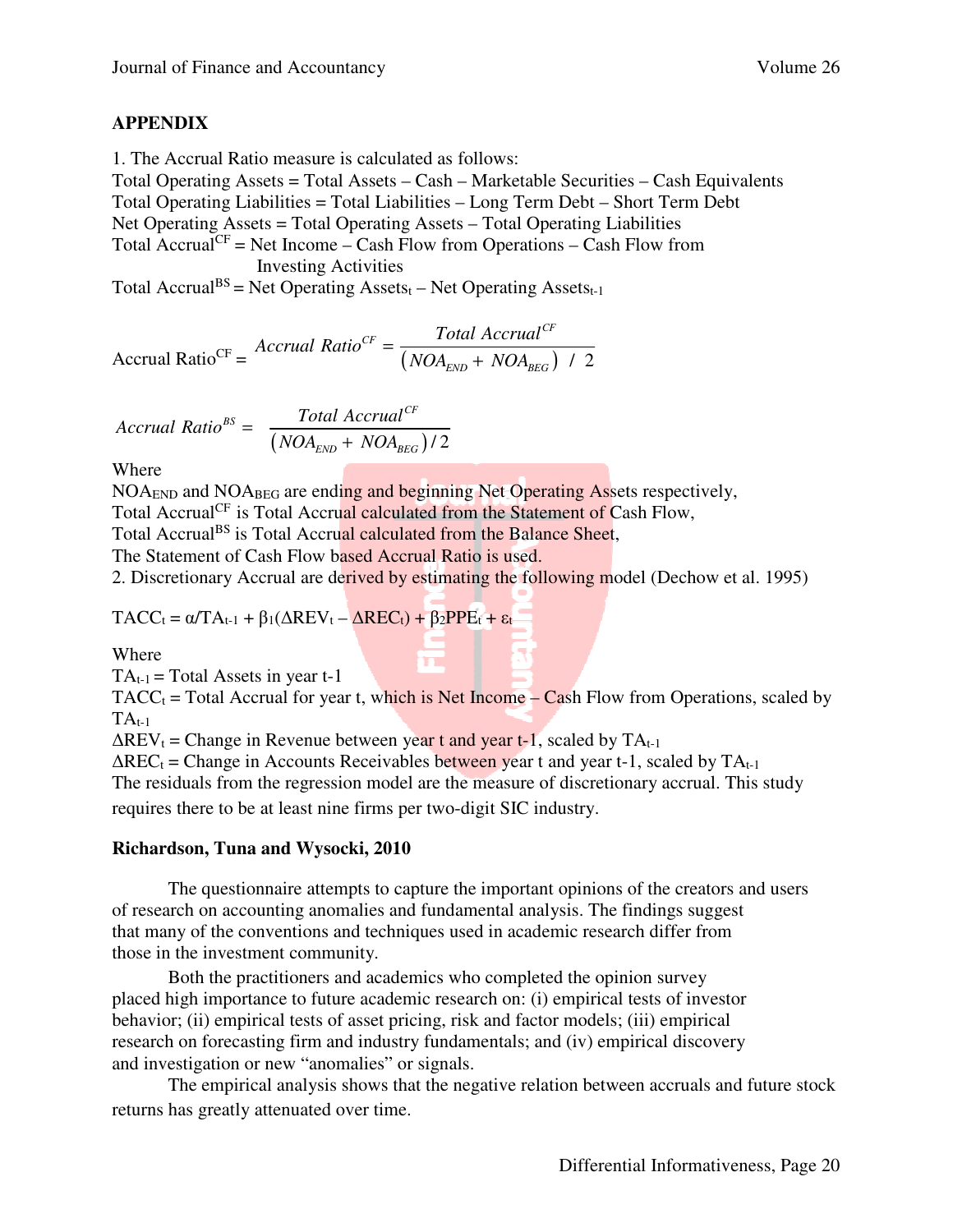## APPENDIX

1. The Accrual Ratio measure is calculated as follows:
Total Operating Assets = Total Assets – Cash – Marketable Securities – Cash Equivalents
Total Operating Liabilities = Total Liabilities – Long Term Debt – Short Term Debt
Net Operating Assets = Total Operating Assets – Total Operating Liabilities
Total Accrual$^{CF}$ = Net Income – Cash Flow from Operations – Cash Flow from Investing Activities
Total Accrual$^{BS}$ = Net Operating Assets$_t$ – Net Operating Assets$_{t-1}$

Accrual Ratio$^{CF}$ = $$Accrual\ Ratio^{CF} = \frac{Total\ Accrual^{CF}}{(NOA_{END} + NOA_{BEG})\ /\ 2}$$

$$Accrual\ Ratio^{BS} = \frac{Total\ Accrual^{CF}}{(NOA_{END} + NOA_{BEG})/2}$$

Where
$NOA_{END}$ and $NOA_{BEG}$ are ending and beginning Net Operating Assets respectively,
Total Accrual$^{CF}$ is Total Accrual calculated from the Statement of Cash Flow,
Total Accrual$^{BS}$ is Total Accrual calculated from the Balance Sheet,
The Statement of Cash Flow based Accrual Ratio is used.

2. Discretionary Accrual are derived by estimating the following model (Dechow et al. 1995)

$$TACC_t = \alpha/TA_{t-1} + \beta_1(\Delta REV_t - \Delta REC_t) + \beta_2 PPE_t + \varepsilon_t$$

Where
$TA_{t-1}$ = Total Assets in year t-1
$TACC_t$ = Total Accrual for year t, which is Net Income – Cash Flow from Operations, scaled by $TA_{t-1}$
$\Delta REV_t$ = Change in Revenue between year t and year t-1, scaled by $TA_{t-1}$
$\Delta REC_t$ = Change in Accounts Receivables between year t and year t-1, scaled by $TA_{t-1}$
The residuals from the regression model are the measure of discretionary accrual. This study requires there to be at least nine firms per two-digit SIC industry.

### Richardson, Tuna and Wysocki, 2010

The questionnaire attempts to capture the important opinions of the creators and users of research on accounting anomalies and fundamental analysis. The findings suggest that many of the conventions and techniques used in academic research differ from those in the investment community.

Both the practitioners and academics who completed the opinion survey placed high importance to future academic research on: (i) empirical tests of investor behavior; (ii) empirical tests of asset pricing, risk and factor models; (iii) empirical research on forecasting firm and industry fundamentals; and (iv) empirical discovery and investigation or new "anomalies" or signals.

The empirical analysis shows that the negative relation between accruals and future stock returns has greatly attenuated over time.